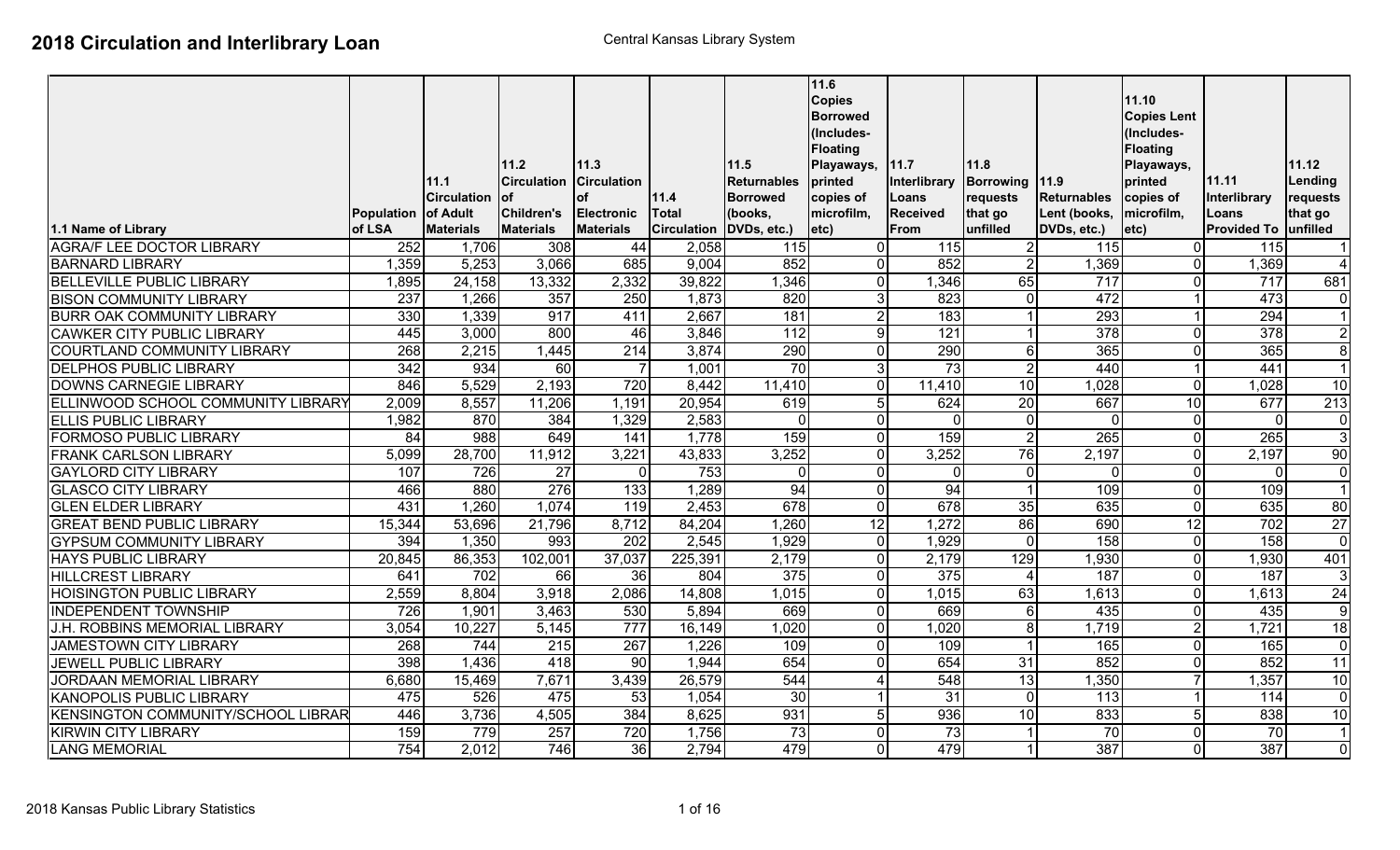# 2018 Circulation and Interlibrary Loan

Central Kansas Library System

| 1.1 Name of Library | Population of LSA | 11.1 Circulation of Adult Materials | 11.2 Circulation of Children's Materials | 11.3 Circulation of Electronic Materials | 11.4 Total Circulation | 11.5 Returnables Borrowed (books, DVDs, etc.) | 11.6 Copies Borrowed (Includes-Floating Playaways, printed copies of microfilm, etc) | 11.7 Interlibrary Loans Received From | 11.8 Borrowing requests that go unfilled | 11.9 Returnables Lent (books, DVDs, etc.) | 11.10 Copies Lent (Includes-Floating Playaways, printed copies of microfilm, etc) | 11.11 Interlibrary Loans Provided To | 11.12 Lending requests that go unfilled |
|---|---|---|---|---|---|---|---|---|---|---|---|---|---|
| AGRA/F LEE DOCTOR LIBRARY | 252 | 1,706 | 308 | 44 | 2,058 | 115 | 0 | 115 | 2 | 115 | 0 | 115 | 1 |
| BARNARD LIBRARY | 1,359 | 5,253 | 3,066 | 685 | 9,004 | 852 | 0 | 852 | 2 | 1,369 | 0 | 1,369 | 4 |
| BELLEVILLE PUBLIC LIBRARY | 1,895 | 24,158 | 13,332 | 2,332 | 39,822 | 1,346 | 0 | 1,346 | 65 | 717 | 0 | 717 | 681 |
| BISON COMMUNITY LIBRARY | 237 | 1,266 | 357 | 250 | 1,873 | 820 | 3 | 823 | 0 | 472 | 1 | 473 | 0 |
| BURR OAK COMMUNITY LIBRARY | 330 | 1,339 | 917 | 411 | 2,667 | 181 | 2 | 183 | 1 | 293 | 1 | 294 | 1 |
| CAWKER CITY PUBLIC LIBRARY | 445 | 3,000 | 800 | 46 | 3,846 | 112 | 9 | 121 | 1 | 378 | 0 | 378 | 2 |
| COURTLAND COMMUNITY LIBRARY | 268 | 2,215 | 1,445 | 214 | 3,874 | 290 | 0 | 290 | 6 | 365 | 0 | 365 | 8 |
| DELPHOS PUBLIC LIBRARY | 342 | 934 | 60 | 7 | 1,001 | 70 | 3 | 73 | 2 | 440 | 1 | 441 | 1 |
| DOWNS CARNEGIE LIBRARY | 846 | 5,529 | 2,193 | 720 | 8,442 | 11,410 | 0 | 11,410 | 10 | 1,028 | 0 | 1,028 | 10 |
| ELLINWOOD SCHOOL COMMUNITY LIBRARY | 2,009 | 8,557 | 11,206 | 1,191 | 20,954 | 619 | 5 | 624 | 20 | 667 | 10 | 677 | 213 |
| ELLIS PUBLIC LIBRARY | 1,982 | 870 | 384 | 1,329 | 2,583 | 0 | 0 | 0 | 0 | 0 | 0 | 0 | 0 |
| FORMOSO PUBLIC LIBRARY | 84 | 988 | 649 | 141 | 1,778 | 159 | 0 | 159 | 2 | 265 | 0 | 265 | 3 |
| FRANK CARLSON LIBRARY | 5,099 | 28,700 | 11,912 | 3,221 | 43,833 | 3,252 | 0 | 3,252 | 76 | 2,197 | 0 | 2,197 | 90 |
| GAYLORD CITY LIBRARY | 107 | 726 | 27 | 0 | 753 | 0 | 0 | 0 | 0 | 0 | 0 | 0 | 0 |
| GLASCO CITY LIBRARY | 466 | 880 | 276 | 133 | 1,289 | 94 | 0 | 94 | 1 | 109 | 0 | 109 | 1 |
| GLEN ELDER LIBRARY | 431 | 1,260 | 1,074 | 119 | 2,453 | 678 | 0 | 678 | 35 | 635 | 0 | 635 | 80 |
| GREAT BEND PUBLIC LIBRARY | 15,344 | 53,696 | 21,796 | 8,712 | 84,204 | 1,260 | 12 | 1,272 | 86 | 690 | 12 | 702 | 27 |
| GYPSUM COMMUNITY LIBRARY | 394 | 1,350 | 993 | 202 | 2,545 | 1,929 | 0 | 1,929 | 0 | 158 | 0 | 158 | 0 |
| HAYS PUBLIC LIBRARY | 20,845 | 86,353 | 102,001 | 37,037 | 225,391 | 2,179 | 0 | 2,179 | 129 | 1,930 | 0 | 1,930 | 401 |
| HILLCREST LIBRARY | 641 | 702 | 66 | 36 | 804 | 375 | 0 | 375 | 4 | 187 | 0 | 187 | 3 |
| HOISINGTON PUBLIC LIBRARY | 2,559 | 8,804 | 3,918 | 2,086 | 14,808 | 1,015 | 0 | 1,015 | 63 | 1,613 | 0 | 1,613 | 24 |
| INDEPENDENT TOWNSHIP | 726 | 1,901 | 3,463 | 530 | 5,894 | 669 | 0 | 669 | 6 | 435 | 0 | 435 | 9 |
| J.H. ROBBINS MEMORIAL LIBRARY | 3,054 | 10,227 | 5,145 | 777 | 16,149 | 1,020 | 0 | 1,020 | 8 | 1,719 | 2 | 1,721 | 18 |
| JAMESTOWN CITY LIBRARY | 268 | 744 | 215 | 267 | 1,226 | 109 | 0 | 109 | 1 | 165 | 0 | 165 | 0 |
| JEWELL PUBLIC LIBRARY | 398 | 1,436 | 418 | 90 | 1,944 | 654 | 0 | 654 | 31 | 852 | 0 | 852 | 11 |
| JORDAAN MEMORIAL LIBRARY | 6,680 | 15,469 | 7,671 | 3,439 | 26,579 | 544 | 4 | 548 | 13 | 1,350 | 7 | 1,357 | 10 |
| KANOPOLIS PUBLIC LIBRARY | 475 | 526 | 475 | 53 | 1,054 | 30 | 1 | 31 | 0 | 113 | 1 | 114 | 0 |
| KENSINGTON COMMUNITY/SCHOOL LIBRAR | 446 | 3,736 | 4,505 | 384 | 8,625 | 931 | 5 | 936 | 10 | 833 | 5 | 838 | 10 |
| KIRWIN CITY LIBRARY | 159 | 779 | 257 | 720 | 1,756 | 73 | 0 | 73 | 1 | 70 | 0 | 70 | 1 |
| LANG MEMORIAL | 754 | 2,012 | 746 | 36 | 2,794 | 479 | 0 | 479 | 1 | 387 | 0 | 387 | 0 |

2018 Kansas Public Library Statistics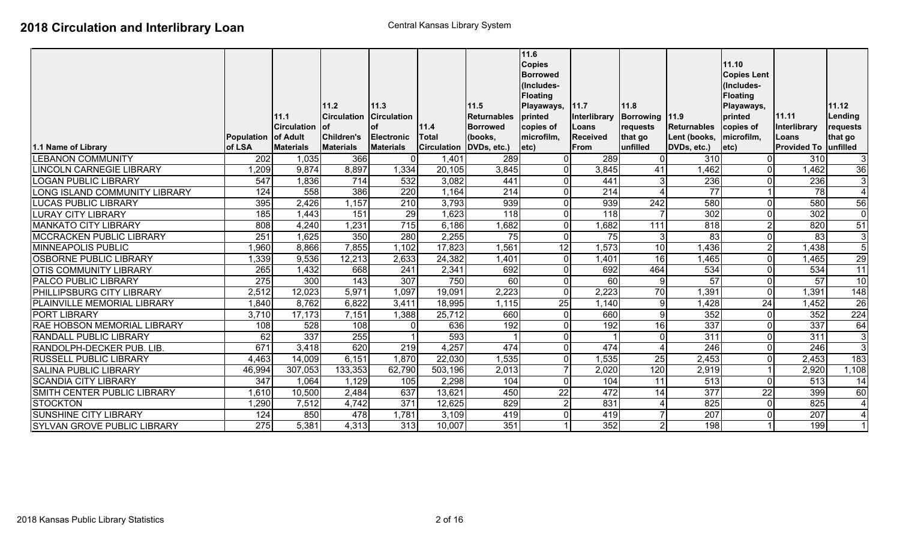# 2018 Circulation and Interlibrary Loan

Central Kansas Library System

| 1.1 Name of Library | Population of LSA | 11.1 Circulation of Adult Materials | 11.2 Circulation of Children's Materials | 11.3 Circulation of Electronic Materials | 11.4 Total Circulation | 11.5 Returnables Borrowed (books, DVDs, etc.) | 11.6 Copies Borrowed (Includes-Floating Playaways, printed copies of microfilm, etc) | 11.7 Interlibrary Loans Received From | 11.8 Borrowing requests that go unfilled | 11.9 Returnables Lent (books, DVDs, etc.) | 11.10 Copies Lent (Includes-Floating Playaways, printed copies of microfilm, etc) | 11.11 Interlibrary Loans Provided To | 11.12 Lending requests that go unfilled |
|---|---|---|---|---|---|---|---|---|---|---|---|---|---|
| LEBANON COMMUNITY | 202 | 1,035 | 366 | 0 | 1,401 | 289 | 0 | 289 | 0 | 310 | 0 | 310 | 3 |
| LINCOLN CARNEGIE LIBRARY | 1,209 | 9,874 | 8,897 | 1,334 | 20,105 | 3,845 | 0 | 3,845 | 41 | 1,462 | 0 | 1,462 | 36 |
| LOGAN PUBLIC LIBRARY | 547 | 1,836 | 714 | 532 | 3,082 | 441 | 0 | 441 | 3 | 236 | 0 | 236 | 3 |
| LONG ISLAND COMMUNITY LIBRARY | 124 | 558 | 386 | 220 | 1,164 | 214 | 0 | 214 | 4 | 77 | 1 | 78 | 4 |
| LUCAS PUBLIC LIBRARY | 395 | 2,426 | 1,157 | 210 | 3,793 | 939 | 0 | 939 | 242 | 580 | 0 | 580 | 56 |
| LURAY CITY LIBRARY | 185 | 1,443 | 151 | 29 | 1,623 | 118 | 0 | 118 | 7 | 302 | 0 | 302 | 0 |
| MANKATO CITY LIBRARY | 808 | 4,240 | 1,231 | 715 | 6,186 | 1,682 | 0 | 1,682 | 111 | 818 | 2 | 820 | 51 |
| MCCRACKEN PUBLIC LIBRARY | 251 | 1,625 | 350 | 280 | 2,255 | 75 | 0 | 75 | 3 | 83 | 0 | 83 | 3 |
| MINNEAPOLIS PUBLIC | 1,960 | 8,866 | 7,855 | 1,102 | 17,823 | 1,561 | 12 | 1,573 | 10 | 1,436 | 2 | 1,438 | 5 |
| OSBORNE PUBLIC LIBRARY | 1,339 | 9,536 | 12,213 | 2,633 | 24,382 | 1,401 | 0 | 1,401 | 16 | 1,465 | 0 | 1,465 | 29 |
| OTIS COMMUNITY LIBRARY | 265 | 1,432 | 668 | 241 | 2,341 | 692 | 0 | 692 | 464 | 534 | 0 | 534 | 11 |
| PALCO PUBLIC LIBRARY | 275 | 300 | 143 | 307 | 750 | 60 | 0 | 60 | 9 | 57 | 0 | 57 | 10 |
| PHILLIPSBURG CITY LIBRARY | 2,512 | 12,023 | 5,971 | 1,097 | 19,091 | 2,223 | 0 | 2,223 | 70 | 1,391 | 0 | 1,391 | 148 |
| PLAINVILLE MEMORIAL LIBRARY | 1,840 | 8,762 | 6,822 | 3,411 | 18,995 | 1,115 | 25 | 1,140 | 9 | 1,428 | 24 | 1,452 | 26 |
| PORT LIBRARY | 3,710 | 17,173 | 7,151 | 1,388 | 25,712 | 660 | 0 | 660 | 9 | 352 | 0 | 352 | 224 |
| RAE HOBSON MEMORIAL LIBRARY | 108 | 528 | 108 | 0 | 636 | 192 | 0 | 192 | 16 | 337 | 0 | 337 | 64 |
| RANDALL PUBLIC LIBRARY | 62 | 337 | 255 | 1 | 593 | 1 | 0 | 1 | 0 | 311 | 0 | 311 | 3 |
| RANDOLPH-DECKER PUB. LIB. | 671 | 3,418 | 620 | 219 | 4,257 | 474 | 0 | 474 | 4 | 246 | 0 | 246 | 3 |
| RUSSELL PUBLIC LIBRARY | 4,463 | 14,009 | 6,151 | 1,870 | 22,030 | 1,535 | 0 | 1,535 | 25 | 2,453 | 0 | 2,453 | 183 |
| SALINA PUBLIC LIBRARY | 46,994 | 307,053 | 133,353 | 62,790 | 503,196 | 2,013 | 7 | 2,020 | 120 | 2,919 | 1 | 2,920 | 1,108 |
| SCANDIA CITY LIBRARY | 347 | 1,064 | 1,129 | 105 | 2,298 | 104 | 0 | 104 | 11 | 513 | 0 | 513 | 14 |
| SMITH CENTER PUBLIC LIBRARY | 1,610 | 10,500 | 2,484 | 637 | 13,621 | 450 | 22 | 472 | 14 | 377 | 22 | 399 | 60 |
| STOCKTON | 1,290 | 7,512 | 4,742 | 371 | 12,625 | 829 | 2 | 831 | 4 | 825 | 0 | 825 | 4 |
| SUNSHINE CITY LIBRARY | 124 | 850 | 478 | 1,781 | 3,109 | 419 | 0 | 419 | 7 | 207 | 0 | 207 | 4 |
| SYLVAN GROVE PUBLIC LIBRARY | 275 | 5,381 | 4,313 | 313 | 10,007 | 351 | 1 | 352 | 2 | 198 | 1 | 199 | 1 |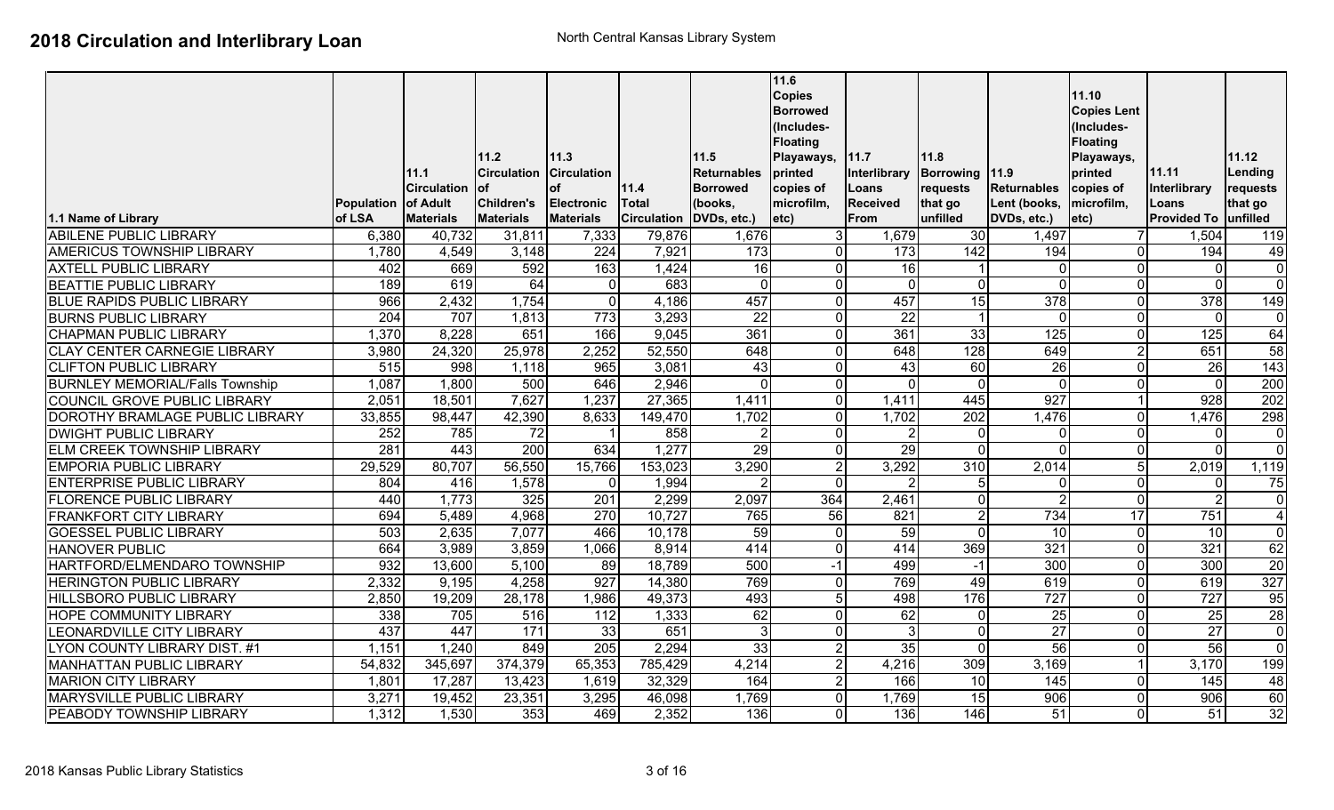# 2018 Circulation and Interlibrary Loan

North Central Kansas Library System

| 1.1 Name of Library | Population of LSA | 11.1 Circulation of Adult Materials | 11.2 Circulation of Children's Materials | 11.3 Circulation of Electronic Materials | 11.4 Total Circulation | 11.5 Returnables Borrowed (books, DVDs, etc.) | 11.6 Copies Borrowed (Includes- Floating Playaways, printed copies of microfilm, etc) | 11.7 Interlibrary Loans Received From | 11.8 Borrowing requests that go unfilled | 11.9 Returnables Lent (books, DVDs, etc.) | 11.10 Copies Lent (Includes- Floating Playaways, printed copies of microfilm, etc) | 11.11 Interlibrary Loans Provided To | 11.12 Lending requests that go unfilled |
|---|---|---|---|---|---|---|---|---|---|---|---|---|---|
| ABILENE PUBLIC LIBRARY | 6,380 | 40,732 | 31,811 | 7,333 | 79,876 | 1,676 | 3 | 1,679 | 30 | 1,497 | 7 | 1,504 | 119 |
| AMERICUS TOWNSHIP LIBRARY | 1,780 | 4,549 | 3,148 | 224 | 7,921 | 173 | 0 | 173 | 142 | 194 | 0 | 194 | 49 |
| AXTELL PUBLIC LIBRARY | 402 | 669 | 592 | 163 | 1,424 | 16 | 0 | 16 | 1 | 0 | 0 | 0 | 0 |
| BEATTIE PUBLIC LIBRARY | 189 | 619 | 64 | 0 | 683 | 0 | 0 | 0 | 0 | 0 | 0 | 0 | 0 |
| BLUE RAPIDS PUBLIC LIBRARY | 966 | 2,432 | 1,754 | 0 | 4,186 | 457 | 0 | 457 | 15 | 378 | 0 | 378 | 149 |
| BURNS PUBLIC LIBRARY | 204 | 707 | 1,813 | 773 | 3,293 | 22 | 0 | 22 | 1 | 0 | 0 | 0 | 0 |
| CHAPMAN PUBLIC LIBRARY | 1,370 | 8,228 | 651 | 166 | 9,045 | 361 | 0 | 361 | 33 | 125 | 0 | 125 | 64 |
| CLAY CENTER CARNEGIE LIBRARY | 3,980 | 24,320 | 25,978 | 2,252 | 52,550 | 648 | 0 | 648 | 128 | 649 | 2 | 651 | 58 |
| CLIFTON PUBLIC LIBRARY | 515 | 998 | 1,118 | 965 | 3,081 | 43 | 0 | 43 | 60 | 26 | 0 | 26 | 143 |
| BURNLEY MEMORIAL/Falls Township | 1,087 | 1,800 | 500 | 646 | 2,946 | 0 | 0 | 0 | 0 | 0 | 0 | 0 | 200 |
| COUNCIL GROVE PUBLIC LIBRARY | 2,051 | 18,501 | 7,627 | 1,237 | 27,365 | 1,411 | 0 | 1,411 | 445 | 927 | 1 | 928 | 202 |
| DOROTHY BRAMLAGE PUBLIC LIBRARY | 33,855 | 98,447 | 42,390 | 8,633 | 149,470 | 1,702 | 0 | 1,702 | 202 | 1,476 | 0 | 1,476 | 298 |
| DWIGHT PUBLIC LIBRARY | 252 | 785 | 72 | 1 | 858 | 2 | 0 | 2 | 0 | 0 | 0 | 0 | 0 |
| ELM CREEK TOWNSHIP LIBRARY | 281 | 443 | 200 | 634 | 1,277 | 29 | 0 | 29 | 0 | 0 | 0 | 0 | 0 |
| EMPORIA PUBLIC LIBRARY | 29,529 | 80,707 | 56,550 | 15,766 | 153,023 | 3,290 | 2 | 3,292 | 310 | 2,014 | 5 | 2,019 | 1,119 |
| ENTERPRISE PUBLIC LIBRARY | 804 | 416 | 1,578 | 0 | 1,994 | 2 | 0 | 2 | 5 | 0 | 0 | 0 | 75 |
| FLORENCE PUBLIC LIBRARY | 440 | 1,773 | 325 | 201 | 2,299 | 2,097 | 364 | 2,461 | 0 | 2 | 0 | 2 | 0 |
| FRANKFORT CITY LIBRARY | 694 | 5,489 | 4,968 | 270 | 10,727 | 765 | 56 | 821 | 2 | 734 | 17 | 751 | 4 |
| GOESSEL PUBLIC LIBRARY | 503 | 2,635 | 7,077 | 466 | 10,178 | 59 | 0 | 59 | 0 | 10 | 0 | 10 | 0 |
| HANOVER PUBLIC | 664 | 3,989 | 3,859 | 1,066 | 8,914 | 414 | 0 | 414 | 369 | 321 | 0 | 321 | 62 |
| HARTFORD/ELMENDARO TOWNSHIP | 932 | 13,600 | 5,100 | 89 | 18,789 | 500 | -1 | 499 | -1 | 300 | 0 | 300 | 20 |
| HERINGTON PUBLIC LIBRARY | 2,332 | 9,195 | 4,258 | 927 | 14,380 | 769 | 0 | 769 | 49 | 619 | 0 | 619 | 327 |
| HILLSBORO PUBLIC LIBRARY | 2,850 | 19,209 | 28,178 | 1,986 | 49,373 | 493 | 5 | 498 | 176 | 727 | 0 | 727 | 95 |
| HOPE COMMUNITY LIBRARY | 338 | 705 | 516 | 112 | 1,333 | 62 | 0 | 62 | 0 | 25 | 0 | 25 | 28 |
| LEONARDVILLE CITY LIBRARY | 437 | 447 | 171 | 33 | 651 | 3 | 0 | 3 | 0 | 27 | 0 | 27 | 0 |
| LYON COUNTY LIBRARY DIST. #1 | 1,151 | 1,240 | 849 | 205 | 2,294 | 33 | 2 | 35 | 0 | 56 | 0 | 56 | 0 |
| MANHATTAN PUBLIC LIBRARY | 54,832 | 345,697 | 374,379 | 65,353 | 785,429 | 4,214 | 2 | 4,216 | 309 | 3,169 | 1 | 3,170 | 199 |
| MARION CITY LIBRARY | 1,801 | 17,287 | 13,423 | 1,619 | 32,329 | 164 | 2 | 166 | 10 | 145 | 0 | 145 | 48 |
| MARYSVILLE PUBLIC LIBRARY | 3,271 | 19,452 | 23,351 | 3,295 | 46,098 | 1,769 | 0 | 1,769 | 15 | 906 | 0 | 906 | 60 |
| PEABODY TOWNSHIP LIBRARY | 1,312 | 1,530 | 353 | 469 | 2,352 | 136 | 0 | 136 | 146 | 51 | 0 | 51 | 32 |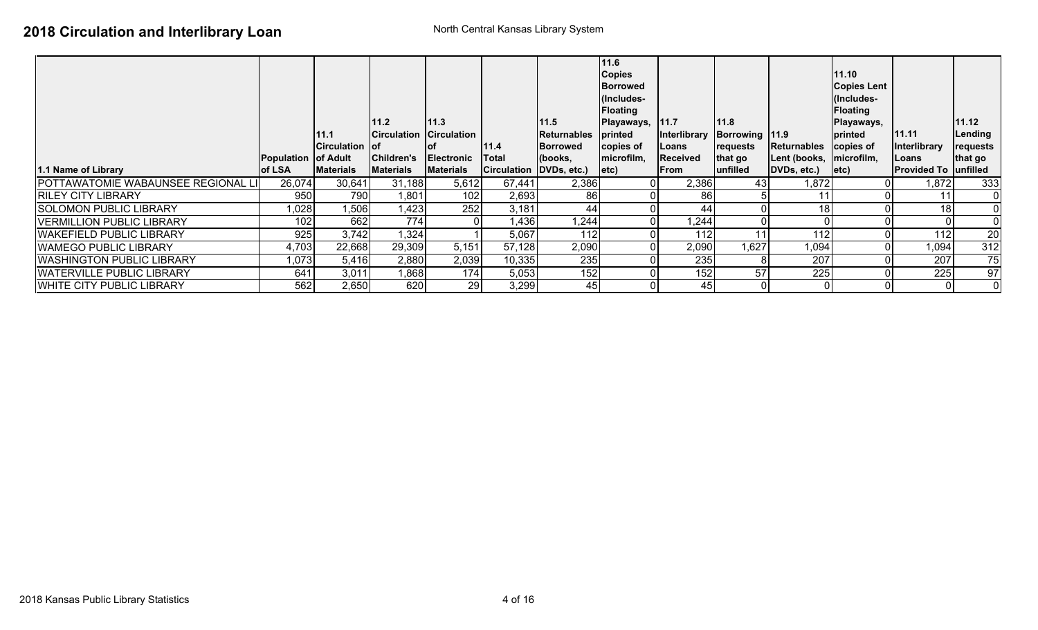# 2018 Circulation and Interlibrary Loan

North Central Kansas Library System

| 1.1 Name of Library | Population of LSA | 11.1 Circulation of Adult Materials | 11.2 Circulation of Children's Materials | 11.3 Circulation of Electronic Materials | 11.4 Total Circulation | 11.5 Returnables Borrowed (books, DVDs, etc.) | 11.6 Copies Borrowed (Includes- Floating Playaways, printed copies of microfilm, etc) | 11.7 Interlibrary Loans Received From | 11.8 Borrowing requests that go unfilled | 11.9 Returnables Lent (books, DVDs, etc.) | 11.10 Copies Lent (Includes- Floating Playaways, printed copies of microfilm, etc) | 11.11 Interlibrary Loans Provided To | 11.12 Lending requests that go unfilled |
|---|---|---|---|---|---|---|---|---|---|---|---|---|---|
| POTTAWATOMIE WABAUNSEE REGIONAL LI | 26,074 | 30,641 | 31,188 | 5,612 | 67,441 | 2,386 | 0 | 2,386 | 43 | 1,872 | 0 | 1,872 | 333 |
| RILEY CITY LIBRARY | 950 | 790 | 1,801 | 102 | 2,693 | 86 | 0 | 86 | 5 | 11 | 0 | 11 | 0 |
| SOLOMON PUBLIC LIBRARY | 1,028 | 1,506 | 1,423 | 252 | 3,181 | 44 | 0 | 44 | 0 | 18 | 0 | 18 | 0 |
| VERMILLION PUBLIC LIBRARY | 102 | 662 | 774 | 0 | 1,436 | 1,244 | 0 | 1,244 | 0 | 0 | 0 | 0 | 0 |
| WAKEFIELD PUBLIC LIBRARY | 925 | 3,742 | 1,324 | 1 | 5,067 | 112 | 0 | 112 | 11 | 112 | 0 | 112 | 20 |
| WAMEGO PUBLIC LIBRARY | 4,703 | 22,668 | 29,309 | 5,151 | 57,128 | 2,090 | 0 | 2,090 | 1,627 | 1,094 | 0 | 1,094 | 312 |
| WASHINGTON PUBLIC LIBRARY | 1,073 | 5,416 | 2,880 | 2,039 | 10,335 | 235 | 0 | 235 | 8 | 207 | 0 | 207 | 75 |
| WATERVILLE PUBLIC LIBRARY | 641 | 3,011 | 1,868 | 174 | 5,053 | 152 | 0 | 152 | 57 | 225 | 0 | 225 | 97 |
| WHITE CITY PUBLIC LIBRARY | 562 | 2,650 | 620 | 29 | 3,299 | 45 | 0 | 45 | 0 | 0 | 0 | 0 | 0 |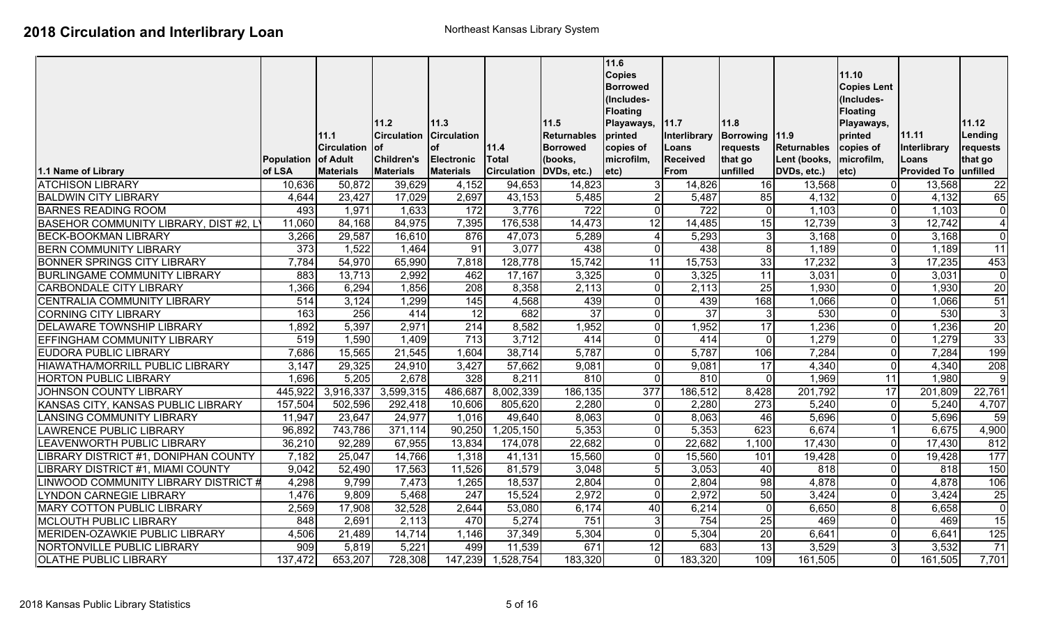# 2018 Circulation and Interlibrary Loan

Northeast Kansas Library System

| 1.1 Name of Library | Population of LSA | 11.1 Circulation of Adult Materials | 11.2 Circulation of Children's Materials | 11.3 Circulation of Electronic Materials | 11.4 Total Circulation | 11.5 Returnables Borrowed (books, DVDs, etc.) | 11.6 Copies Borrowed (Includes- Floating Playaways, printed copies of microfilm, etc) | 11.7 Interlibrary Loans Received From | 11.8 Borrowing requests that go unfilled | 11.9 Returnables Lent (books, DVDs, etc.) | 11.10 Copies Lent (Includes- Floating Playaways, printed copies of microfilm, etc) | 11.11 Interlibrary Loans Provided To | 11.12 Lending requests that go unfilled |
|---|---|---|---|---|---|---|---|---|---|---|---|---|---|
| ATCHISON LIBRARY | 10,636 | 50,872 | 39,629 | 4,152 | 94,653 | 14,823 | 3 | 14,826 | 16 | 13,568 | 0 | 13,568 | 22 |
| BALDWIN CITY LIBRARY | 4,644 | 23,427 | 17,029 | 2,697 | 43,153 | 5,485 | 2 | 5,487 | 85 | 4,132 | 0 | 4,132 | 65 |
| BARNES READING ROOM | 493 | 1,971 | 1,633 | 172 | 3,776 | 722 | 0 | 722 | 0 | 1,103 | 0 | 1,103 | 0 |
| BASEHOR COMMUNITY LIBRARY, DIST #2, L | 11,060 | 84,168 | 84,975 | 7,395 | 176,538 | 14,473 | 12 | 14,485 | 15 | 12,739 | 3 | 12,742 | 4 |
| BECK-BOOKMAN LIBRARY | 3,266 | 29,587 | 16,610 | 876 | 47,073 | 5,289 | 4 | 5,293 | 3 | 3,168 | 0 | 3,168 | 0 |
| BERN COMMUNITY LIBRARY | 373 | 1,522 | 1,464 | 91 | 3,077 | 438 | 0 | 438 | 8 | 1,189 | 0 | 1,189 | 11 |
| BONNER SPRINGS CITY LIBRARY | 7,784 | 54,970 | 65,990 | 7,818 | 128,778 | 15,742 | 11 | 15,753 | 33 | 17,232 | 3 | 17,235 | 453 |
| BURLINGAME COMMUNITY LIBRARY | 883 | 13,713 | 2,992 | 462 | 17,167 | 3,325 | 0 | 3,325 | 11 | 3,031 | 0 | 3,031 | 0 |
| CARBONDALE CITY LIBRARY | 1,366 | 6,294 | 1,856 | 208 | 8,358 | 2,113 | 0 | 2,113 | 25 | 1,930 | 0 | 1,930 | 20 |
| CENTRALIA COMMUNITY LIBRARY | 514 | 3,124 | 1,299 | 145 | 4,568 | 439 | 0 | 439 | 168 | 1,066 | 0 | 1,066 | 51 |
| CORNING CITY LIBRARY | 163 | 256 | 414 | 12 | 682 | 37 | 0 | 37 | 3 | 530 | 0 | 530 | 3 |
| DELAWARE TOWNSHIP LIBRARY | 1,892 | 5,397 | 2,971 | 214 | 8,582 | 1,952 | 0 | 1,952 | 17 | 1,236 | 0 | 1,236 | 20 |
| EFFINGHAM COMMUNITY LIBRARY | 519 | 1,590 | 1,409 | 713 | 3,712 | 414 | 0 | 414 | 0 | 1,279 | 0 | 1,279 | 33 |
| EUDORA PUBLIC LIBRARY | 7,686 | 15,565 | 21,545 | 1,604 | 38,714 | 5,787 | 0 | 5,787 | 106 | 7,284 | 0 | 7,284 | 199 |
| HIAWATHA/MORRILL PUBLIC LIBRARY | 3,147 | 29,325 | 24,910 | 3,427 | 57,662 | 9,081 | 0 | 9,081 | 17 | 4,340 | 0 | 4,340 | 208 |
| HORTON PUBLIC LIBRARY | 1,696 | 5,205 | 2,678 | 328 | 8,211 | 810 | 0 | 810 | 0 | 1,969 | 11 | 1,980 | 9 |
| JOHNSON COUNTY LIBRARY | 445,922 | 3,916,337 | 3,599,315 | 486,687 | 8,002,339 | 186,135 | 377 | 186,512 | 8,428 | 201,792 | 17 | 201,809 | 22,761 |
| KANSAS CITY, KANSAS PUBLIC LIBRARY | 157,504 | 502,596 | 292,418 | 10,606 | 805,620 | 2,280 | 0 | 2,280 | 273 | 5,240 | 0 | 5,240 | 4,707 |
| LANSING COMMUNITY LIBRARY | 11,947 | 23,647 | 24,977 | 1,016 | 49,640 | 8,063 | 0 | 8,063 | 46 | 5,696 | 0 | 5,696 | 59 |
| LAWRENCE PUBLIC LIBRARY | 96,892 | 743,786 | 371,114 | 90,250 | 1,205,150 | 5,353 | 0 | 5,353 | 623 | 6,674 | 1 | 6,675 | 4,900 |
| LEAVENWORTH PUBLIC LIBRARY | 36,210 | 92,289 | 67,955 | 13,834 | 174,078 | 22,682 | 0 | 22,682 | 1,100 | 17,430 | 0 | 17,430 | 812 |
| LIBRARY DISTRICT #1, DONIPHAN COUNTY | 7,182 | 25,047 | 14,766 | 1,318 | 41,131 | 15,560 | 0 | 15,560 | 101 | 19,428 | 0 | 19,428 | 177 |
| LIBRARY DISTRICT #1, MIAMI COUNTY | 9,042 | 52,490 | 17,563 | 11,526 | 81,579 | 3,048 | 5 | 3,053 | 40 | 818 | 0 | 818 | 150 |
| LINWOOD COMMUNITY LIBRARY DISTRICT # | 4,298 | 9,799 | 7,473 | 1,265 | 18,537 | 2,804 | 0 | 2,804 | 98 | 4,878 | 0 | 4,878 | 106 |
| LYNDON CARNEGIE LIBRARY | 1,476 | 9,809 | 5,468 | 247 | 15,524 | 2,972 | 0 | 2,972 | 50 | 3,424 | 0 | 3,424 | 25 |
| MARY COTTON PUBLIC LIBRARY | 2,569 | 17,908 | 32,528 | 2,644 | 53,080 | 6,174 | 40 | 6,214 | 0 | 6,650 | 8 | 6,658 | 0 |
| MCLOUTH PUBLIC LIBRARY | 848 | 2,691 | 2,113 | 470 | 5,274 | 751 | 3 | 754 | 25 | 469 | 0 | 469 | 15 |
| MERIDEN-OZAWKIE PUBLIC LIBRARY | 4,506 | 21,489 | 14,714 | 1,146 | 37,349 | 5,304 | 0 | 5,304 | 20 | 6,641 | 0 | 6,641 | 125 |
| NORTONVILLE PUBLIC LIBRARY | 909 | 5,819 | 5,221 | 499 | 11,539 | 671 | 12 | 683 | 13 | 3,529 | 3 | 3,532 | 71 |
| OLATHE PUBLIC LIBRARY | 137,472 | 653,207 | 728,308 | 147,239 | 1,528,754 | 183,320 | 0 | 183,320 | 109 | 161,505 | 0 | 161,505 | 7,701 |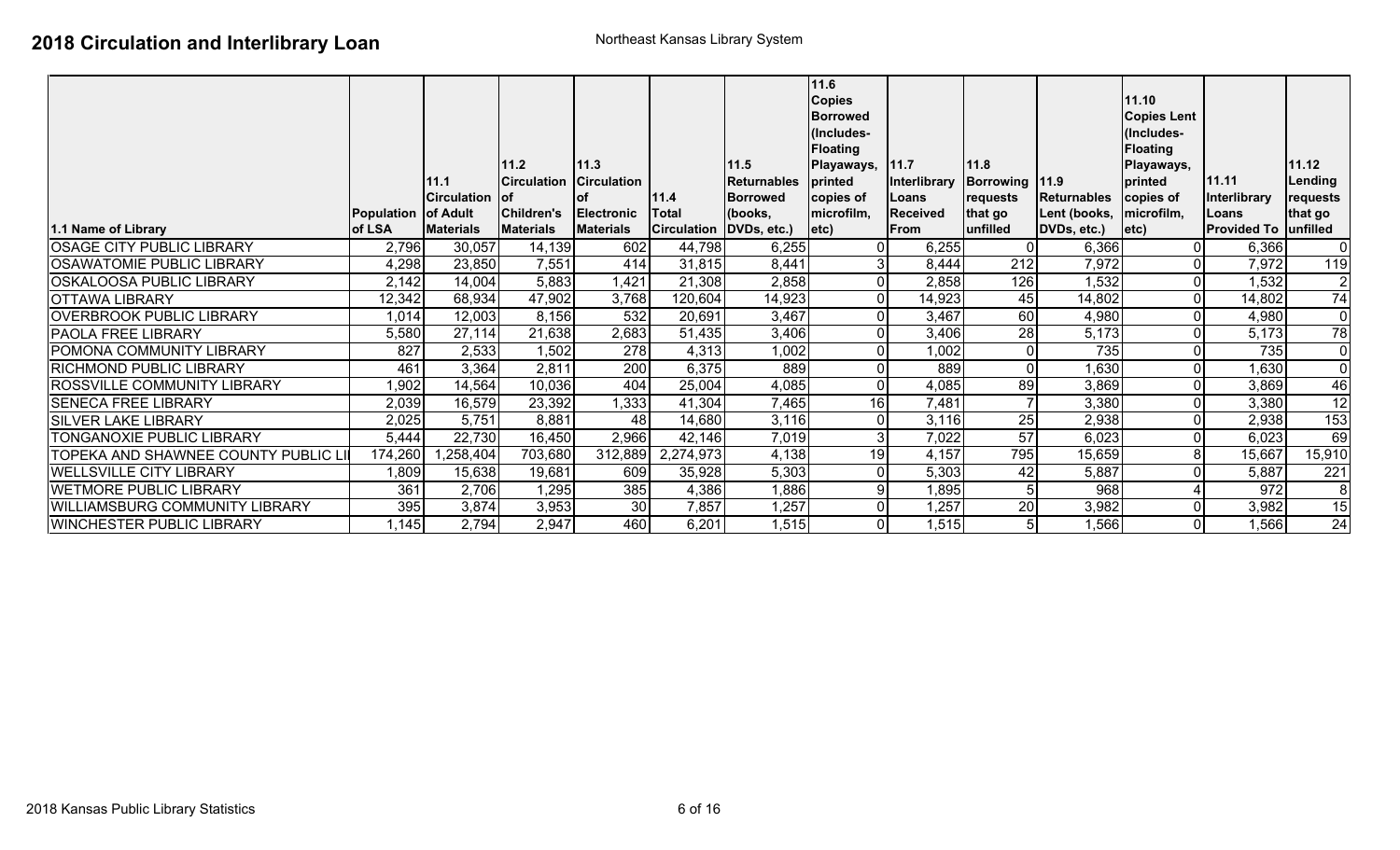# 2018 Circulation and Interlibrary Loan

Northeast Kansas Library System

| 1.1 Name of Library | Population of LSA | 11.1 Circulation of Adult Materials | 11.2 Circulation of Children's Materials | 11.3 Circulation of Electronic Materials | 11.4 Total Circulation | 11.5 Returnables Borrowed (books, DVDs, etc.) | 11.6 Copies Borrowed (Includes-Floating Playaways, printed copies of microfilm, etc) | 11.7 Interlibrary Loans Received From | 11.8 Borrowing requests that go unfilled | 11.9 Returnables Lent (books, DVDs, etc.) | 11.10 Copies Lent (Includes-Floating Playaways, printed copies of microfilm, etc) | 11.11 Interlibrary Loans Provided To | 11.12 Lending requests that go unfilled |
|---|---|---|---|---|---|---|---|---|---|---|---|---|---|
| OSAGE CITY PUBLIC LIBRARY | 2,796 | 30,057 | 14,139 | 602 | 44,798 | 6,255 | 0 | 6,255 | 0 | 6,366 | 0 | 6,366 | 0 |
| OSAWATOMIE PUBLIC LIBRARY | 4,298 | 23,850 | 7,551 | 414 | 31,815 | 8,441 | 3 | 8,444 | 212 | 7,972 | 0 | 7,972 | 119 |
| OSKALOOSA PUBLIC LIBRARY | 2,142 | 14,004 | 5,883 | 1,421 | 21,308 | 2,858 | 0 | 2,858 | 126 | 1,532 | 0 | 1,532 | 2 |
| OTTAWA LIBRARY | 12,342 | 68,934 | 47,902 | 3,768 | 120,604 | 14,923 | 0 | 14,923 | 45 | 14,802 | 0 | 14,802 | 74 |
| OVERBROOK PUBLIC LIBRARY | 1,014 | 12,003 | 8,156 | 532 | 20,691 | 3,467 | 0 | 3,467 | 60 | 4,980 | 0 | 4,980 | 0 |
| PAOLA FREE LIBRARY | 5,580 | 27,114 | 21,638 | 2,683 | 51,435 | 3,406 | 0 | 3,406 | 28 | 5,173 | 0 | 5,173 | 78 |
| POMONA COMMUNITY LIBRARY | 827 | 2,533 | 1,502 | 278 | 4,313 | 1,002 | 0 | 1,002 | 0 | 735 | 0 | 735 | 0 |
| RICHMOND PUBLIC LIBRARY | 461 | 3,364 | 2,811 | 200 | 6,375 | 889 | 0 | 889 | 0 | 1,630 | 0 | 1,630 | 0 |
| ROSSVILLE COMMUNITY LIBRARY | 1,902 | 14,564 | 10,036 | 404 | 25,004 | 4,085 | 0 | 4,085 | 89 | 3,869 | 0 | 3,869 | 46 |
| SENECA FREE LIBRARY | 2,039 | 16,579 | 23,392 | 1,333 | 41,304 | 7,465 | 16 | 7,481 | 7 | 3,380 | 0 | 3,380 | 12 |
| SILVER LAKE LIBRARY | 2,025 | 5,751 | 8,881 | 48 | 14,680 | 3,116 | 0 | 3,116 | 25 | 2,938 | 0 | 2,938 | 153 |
| TONGANOXIE PUBLIC LIBRARY | 5,444 | 22,730 | 16,450 | 2,966 | 42,146 | 7,019 | 3 | 7,022 | 57 | 6,023 | 0 | 6,023 | 69 |
| TOPEKA AND SHAWNEE COUNTY PUBLIC LI | 174,260 | 1,258,404 | 703,680 | 312,889 | 2,274,973 | 4,138 | 19 | 4,157 | 795 | 15,659 | 8 | 15,667 | 15,910 |
| WELLSVILLE CITY LIBRARY | 1,809 | 15,638 | 19,681 | 609 | 35,928 | 5,303 | 0 | 5,303 | 42 | 5,887 | 0 | 5,887 | 221 |
| WETMORE PUBLIC LIBRARY | 361 | 2,706 | 1,295 | 385 | 4,386 | 1,886 | 9 | 1,895 | 5 | 968 | 4 | 972 | 8 |
| WILLIAMSBURG COMMUNITY LIBRARY | 395 | 3,874 | 3,953 | 30 | 7,857 | 1,257 | 0 | 1,257 | 20 | 3,982 | 0 | 3,982 | 15 |
| WINCHESTER PUBLIC LIBRARY | 1,145 | 2,794 | 2,947 | 460 | 6,201 | 1,515 | 0 | 1,515 | 5 | 1,566 | 0 | 1,566 | 24 |

2018 Kansas Public Library Statistics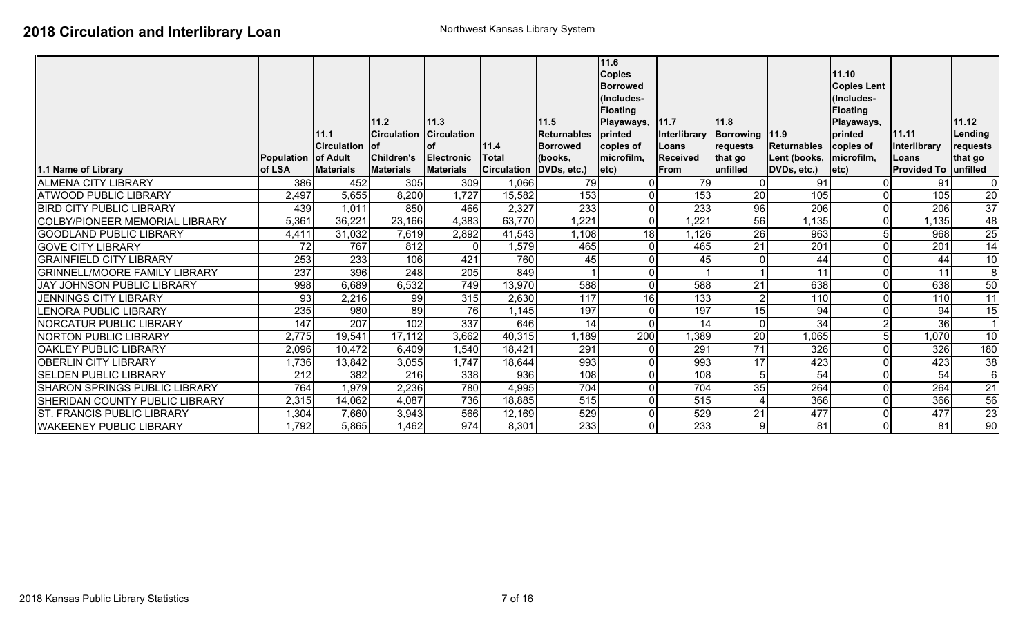# 2018 Circulation and Interlibrary Loan

Northwest Kansas Library System

| 1.1 Name of Library | Population of LSA | 11.1 Circulation of Adult Materials | 11.2 Circulation of Children's Materials | 11.3 Circulation of Electronic Materials | 11.4 Total Circulation | 11.5 Returnables Borrowed (books, DVDs, etc.) | 11.6 Copies Borrowed (Includes- Floating Playaways, printed copies of microfilm, etc) | 11.7 Interlibrary Loans Received From | 11.8 Borrowing requests that go unfilled | 11.9 Returnables Lent (books, DVDs, etc.) | 11.10 Copies Lent (Includes- Floating Playaways, printed copies of microfilm, etc) | 11.11 Interlibrary Loans Provided To | 11.12 Lending requests that go unfilled |
|---|---|---|---|---|---|---|---|---|---|---|---|---|---|
| ALMENA CITY LIBRARY | 386 | 452 | 305 | 309 | 1,066 | 79 | 0 | 79 | 0 | 91 | 0 | 91 | 0 |
| ATWOOD PUBLIC LIBRARY | 2,497 | 5,655 | 8,200 | 1,727 | 15,582 | 153 | 0 | 153 | 20 | 105 | 0 | 105 | 20 |
| BIRD CITY PUBLIC LIBRARY | 439 | 1,011 | 850 | 466 | 2,327 | 233 | 0 | 233 | 96 | 206 | 0 | 206 | 37 |
| COLBY/PIONEER MEMORIAL LIBRARY | 5,361 | 36,221 | 23,166 | 4,383 | 63,770 | 1,221 | 0 | 1,221 | 56 | 1,135 | 0 | 1,135 | 48 |
| GOODLAND PUBLIC LIBRARY | 4,411 | 31,032 | 7,619 | 2,892 | 41,543 | 1,108 | 18 | 1,126 | 26 | 963 | 5 | 968 | 25 |
| GOVE CITY LIBRARY | 72 | 767 | 812 | 0 | 1,579 | 465 | 0 | 465 | 21 | 201 | 0 | 201 | 14 |
| GRAINFIELD CITY LIBRARY | 253 | 233 | 106 | 421 | 760 | 45 | 0 | 45 | 0 | 44 | 0 | 44 | 10 |
| GRINNELL/MOORE FAMILY LIBRARY | 237 | 396 | 248 | 205 | 849 | 1 | 0 | 1 | 1 | 11 | 0 | 11 | 8 |
| JAY JOHNSON PUBLIC LIBRARY | 998 | 6,689 | 6,532 | 749 | 13,970 | 588 | 0 | 588 | 21 | 638 | 0 | 638 | 50 |
| JENNINGS CITY LIBRARY | 93 | 2,216 | 99 | 315 | 2,630 | 117 | 16 | 133 | 2 | 110 | 0 | 110 | 11 |
| LENORA PUBLIC LIBRARY | 235 | 980 | 89 | 76 | 1,145 | 197 | 0 | 197 | 15 | 94 | 0 | 94 | 15 |
| NORCATUR PUBLIC LIBRARY | 147 | 207 | 102 | 337 | 646 | 14 | 0 | 14 | 0 | 34 | 2 | 36 | 1 |
| NORTON PUBLIC LIBRARY | 2,775 | 19,541 | 17,112 | 3,662 | 40,315 | 1,189 | 200 | 1,389 | 20 | 1,065 | 5 | 1,070 | 10 |
| OAKLEY PUBLIC LIBRARY | 2,096 | 10,472 | 6,409 | 1,540 | 18,421 | 291 | 0 | 291 | 71 | 326 | 0 | 326 | 180 |
| OBERLIN CITY LIBRARY | 1,736 | 13,842 | 3,055 | 1,747 | 18,644 | 993 | 0 | 993 | 17 | 423 | 0 | 423 | 38 |
| SELDEN PUBLIC LIBRARY | 212 | 382 | 216 | 338 | 936 | 108 | 0 | 108 | 5 | 54 | 0 | 54 | 6 |
| SHARON SPRINGS PUBLIC LIBRARY | 764 | 1,979 | 2,236 | 780 | 4,995 | 704 | 0 | 704 | 35 | 264 | 0 | 264 | 21 |
| SHERIDAN COUNTY PUBLIC LIBRARY | 2,315 | 14,062 | 4,087 | 736 | 18,885 | 515 | 0 | 515 | 4 | 366 | 0 | 366 | 56 |
| ST. FRANCIS PUBLIC LIBRARY | 1,304 | 7,660 | 3,943 | 566 | 12,169 | 529 | 0 | 529 | 21 | 477 | 0 | 477 | 23 |
| WAKEENEY PUBLIC LIBRARY | 1,792 | 5,865 | 1,462 | 974 | 8,301 | 233 | 0 | 233 | 9 | 81 | 0 | 81 | 90 |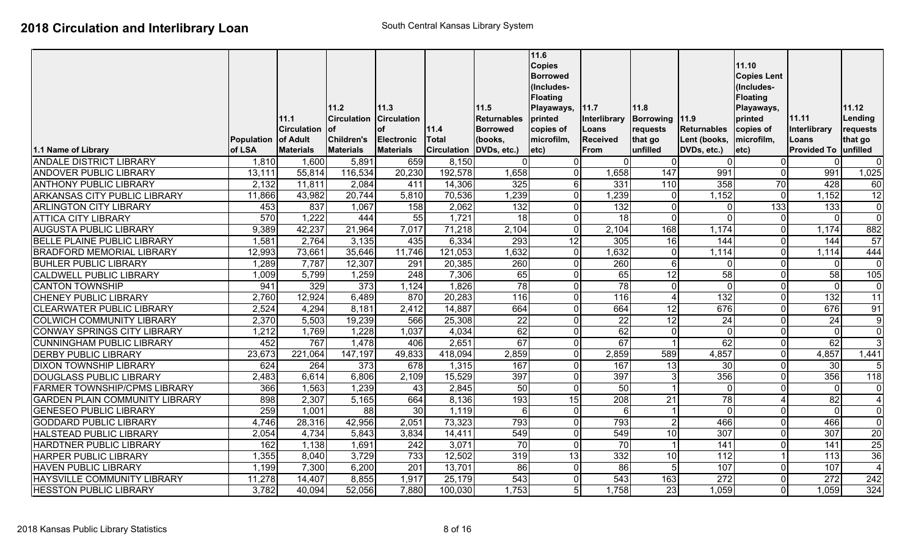# 2018 Circulation and Interlibrary Loan

South Central Kansas Library System

| 1.1 Name of Library | Population of LSA | 11.1 Circulation of Adult Materials | 11.2 Circulation of Children's Materials | 11.3 Circulation of Electronic Materials | 11.4 Total Circulation | 11.5 Returnables Borrowed (books, DVDs, etc.) | 11.6 Copies Borrowed (Includes- Floating Playaways, printed copies of microfilm, etc) | 11.7 Interlibrary Loans Received From | 11.8 Borrowing requests that go unfilled | 11.9 Returnables Lent (books, DVDs, etc.) | 11.10 Copies Lent (Includes- Floating Playaways, printed copies of microfilm, etc) | 11.11 Interlibrary Loans Provided To | 11.12 Lending requests that go unfilled |
|---|---|---|---|---|---|---|---|---|---|---|---|---|---|
| ANDALE DISTRICT LIBRARY | 1,810 | 1,600 | 5,891 | 659 | 8,150 | 0 | 0 | 0 | 0 | 0 | 0 | 0 | 0 |
| ANDOVER PUBLIC LIBRARY | 13,111 | 55,814 | 116,534 | 20,230 | 192,578 | 1,658 | 0 | 1,658 | 147 | 991 | 0 | 991 | 1,025 |
| ANTHONY PUBLIC LIBRARY | 2,132 | 11,811 | 2,084 | 411 | 14,306 | 325 | 6 | 331 | 110 | 358 | 70 | 428 | 60 |
| ARKANSAS CITY PUBLIC LIBRARY | 11,866 | 43,982 | 20,744 | 5,810 | 70,536 | 1,239 | 0 | 1,239 | 0 | 1,152 | 0 | 1,152 | 12 |
| ARLINGTON CITY LIBRARY | 453 | 837 | 1,067 | 158 | 2,062 | 132 | 0 | 132 | 0 | 0 | 133 | 133 | 0 |
| ATTICA CITY LIBRARY | 570 | 1,222 | 444 | 55 | 1,721 | 18 | 0 | 18 | 0 | 0 | 0 | 0 | 0 |
| AUGUSTA PUBLIC LIBRARY | 9,389 | 42,237 | 21,964 | 7,017 | 71,218 | 2,104 | 0 | 2,104 | 168 | 1,174 | 0 | 1,174 | 882 |
| BELLE PLAINE PUBLIC LIBRARY | 1,581 | 2,764 | 3,135 | 435 | 6,334 | 293 | 12 | 305 | 16 | 144 | 0 | 144 | 57 |
| BRADFORD MEMORIAL LIBRARY | 12,993 | 73,661 | 35,646 | 11,746 | 121,053 | 1,632 | 0 | 1,632 | 0 | 1,114 | 0 | 1,114 | 444 |
| BUHLER PUBLIC LIBRARY | 1,289 | 7,787 | 12,307 | 291 | 20,385 | 260 | 0 | 260 | 6 | 0 | 0 | 0 | 0 |
| CALDWELL PUBLIC LIBRARY | 1,009 | 5,799 | 1,259 | 248 | 7,306 | 65 | 0 | 65 | 12 | 58 | 0 | 58 | 105 |
| CANTON TOWNSHIP | 941 | 329 | 373 | 1,124 | 1,826 | 78 | 0 | 78 | 0 | 0 | 0 | 0 | 0 |
| CHENEY PUBLIC LIBRARY | 2,760 | 12,924 | 6,489 | 870 | 20,283 | 116 | 0 | 116 | 4 | 132 | 0 | 132 | 11 |
| CLEARWATER PUBLIC LIBRARY | 2,524 | 4,294 | 8,181 | 2,412 | 14,887 | 664 | 0 | 664 | 12 | 676 | 0 | 676 | 91 |
| COLWICH COMMUNITY LIBRARY | 2,370 | 5,503 | 19,239 | 566 | 25,308 | 22 | 0 | 22 | 12 | 24 | 0 | 24 | 9 |
| CONWAY SPRINGS CITY LIBRARY | 1,212 | 1,769 | 1,228 | 1,037 | 4,034 | 62 | 0 | 62 | 0 | 0 | 0 | 0 | 0 |
| CUNNINGHAM PUBLIC LIBRARY | 452 | 767 | 1,478 | 406 | 2,651 | 67 | 0 | 67 | 1 | 62 | 0 | 62 | 3 |
| DERBY PUBLIC LIBRARY | 23,673 | 221,064 | 147,197 | 49,833 | 418,094 | 2,859 | 0 | 2,859 | 589 | 4,857 | 0 | 4,857 | 1,441 |
| DIXON TOWNSHIP LIBRARY | 624 | 264 | 373 | 678 | 1,315 | 167 | 0 | 167 | 13 | 30 | 0 | 30 | 5 |
| DOUGLASS PUBLIC LIBRARY | 2,483 | 6,614 | 6,806 | 2,109 | 15,529 | 397 | 0 | 397 | 3 | 356 | 0 | 356 | 118 |
| FARMER TOWNSHIP/CPMS LIBRARY | 366 | 1,563 | 1,239 | 43 | 2,845 | 50 | 0 | 50 | 1 | 0 | 0 | 0 | 0 |
| GARDEN PLAIN COMMUNITY LIBRARY | 898 | 2,307 | 5,165 | 664 | 8,136 | 193 | 15 | 208 | 21 | 78 | 4 | 82 | 4 |
| GENESEO PUBLIC LIBRARY | 259 | 1,001 | 88 | 30 | 1,119 | 6 | 0 | 6 | 1 | 0 | 0 | 0 | 0 |
| GODDARD PUBLIC LIBRARY | 4,746 | 28,316 | 42,956 | 2,051 | 73,323 | 793 | 0 | 793 | 2 | 466 | 0 | 466 | 0 |
| HALSTEAD PUBLIC LIBRARY | 2,054 | 4,734 | 5,843 | 3,834 | 14,411 | 549 | 0 | 549 | 10 | 307 | 0 | 307 | 20 |
| HARDTNER PUBLIC LIBRARY | 162 | 1,138 | 1,691 | 242 | 3,071 | 70 | 0 | 70 | 1 | 141 | 0 | 141 | 25 |
| HARPER PUBLIC LIBRARY | 1,355 | 8,040 | 3,729 | 733 | 12,502 | 319 | 13 | 332 | 10 | 112 | 1 | 113 | 36 |
| HAVEN PUBLIC LIBRARY | 1,199 | 7,300 | 6,200 | 201 | 13,701 | 86 | 0 | 86 | 5 | 107 | 0 | 107 | 4 |
| HAYSVILLE COMMUNITY LIBRARY | 11,278 | 14,407 | 8,855 | 1,917 | 25,179 | 543 | 0 | 543 | 163 | 272 | 0 | 272 | 242 |
| HESSTON PUBLIC LIBRARY | 3,782 | 40,094 | 52,056 | 7,880 | 100,030 | 1,753 | 5 | 1,758 | 23 | 1,059 | 0 | 1,059 | 324 |

2018 Kansas Public Library Statistics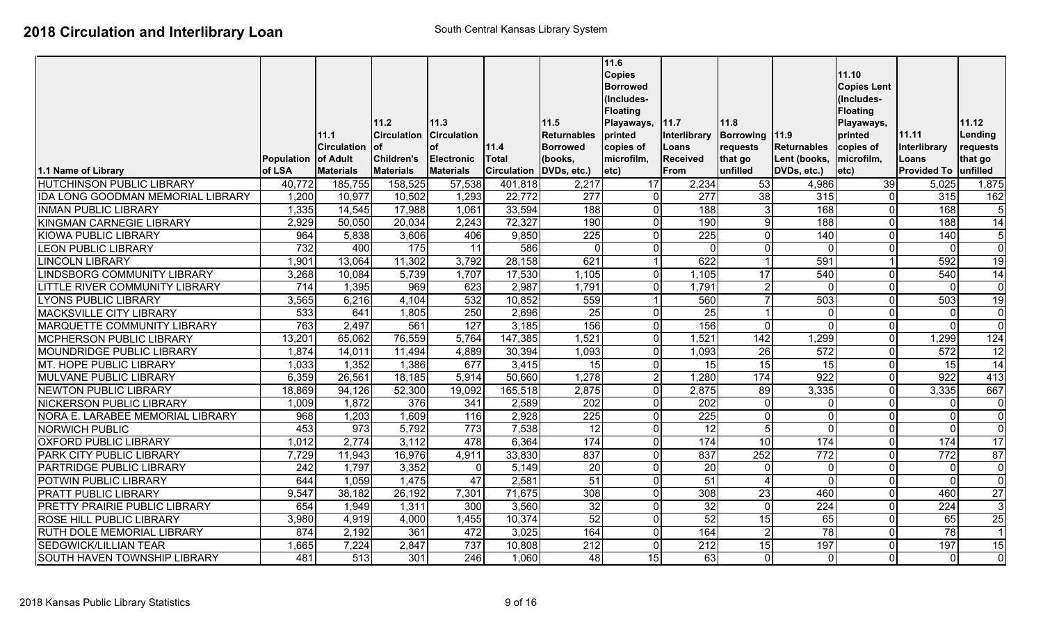# 2018 Circulation and Interlibrary Loan

South Central Kansas Library System

| 1.1 Name of Library | Population of LSA | 11.1 Circulation of Adult Materials | 11.2 Circulation of Children's Materials | 11.3 Circulation of Electronic Materials | 11.4 Total Circulation | 11.5 Returnables Borrowed (books, DVDs, etc.) | 11.6 Copies Borrowed (Includes-Floating Playaways, printed copies of microfilm, etc) | 11.7 Interlibrary Loans Received From | 11.8 Borrowing requests that go unfilled | 11.9 Returnables Lent (books, DVDs, etc.) | 11.10 Copies Lent (Includes-Floating Playaways, printed copies of microfilm, etc) | 11.11 Interlibrary Loans Provided To | 11.12 Lending requests that go unfilled |
|---|---|---|---|---|---|---|---|---|---|---|---|---|---|
| HUTCHINSON PUBLIC LIBRARY | 40,772 | 185,755 | 158,525 | 57,538 | 401,818 | 2,217 | 17 | 2,234 | 53 | 4,986 | 39 | 5,025 | 1,875 |
| IDA LONG GOODMAN MEMORIAL LIBRARY | 1,200 | 10,977 | 10,502 | 1,293 | 22,772 | 277 | 0 | 277 | 38 | 315 | 0 | 315 | 162 |
| INMAN PUBLIC LIBRARY | 1,335 | 14,545 | 17,988 | 1,061 | 33,594 | 188 | 0 | 188 | 3 | 168 | 0 | 168 | 5 |
| KINGMAN CARNEGIE LIBRARY | 2,929 | 50,050 | 20,034 | 2,243 | 72,327 | 190 | 0 | 190 | 9 | 188 | 0 | 188 | 14 |
| KIOWA PUBLIC LIBRARY | 964 | 5,838 | 3,606 | 406 | 9,850 | 225 | 0 | 225 | 0 | 140 | 0 | 140 | 5 |
| LEON PUBLIC LIBRARY | 732 | 400 | 175 | 11 | 586 | 0 | 0 | 0 | 0 | 0 | 0 | 0 | 0 |
| LINCOLN LIBRARY | 1,901 | 13,064 | 11,302 | 3,792 | 28,158 | 621 | 1 | 622 | 1 | 591 | 1 | 592 | 19 |
| LINDSBORG COMMUNITY LIBRARY | 3,268 | 10,084 | 5,739 | 1,707 | 17,530 | 1,105 | 0 | 1,105 | 17 | 540 | 0 | 540 | 14 |
| LITTLE RIVER COMMUNITY LIBRARY | 714 | 1,395 | 969 | 623 | 2,987 | 1,791 | 0 | 1,791 | 2 | 0 | 0 | 0 | 0 |
| LYONS PUBLIC LIBRARY | 3,565 | 6,216 | 4,104 | 532 | 10,852 | 559 | 1 | 560 | 7 | 503 | 0 | 503 | 19 |
| MACKSVILLE CITY LIBRARY | 533 | 641 | 1,805 | 250 | 2,696 | 25 | 0 | 25 | 1 | 0 | 0 | 0 | 0 |
| MARQUETTE COMMUNITY LIBRARY | 763 | 2,497 | 561 | 127 | 3,185 | 156 | 0 | 156 | 0 | 0 | 0 | 0 | 0 |
| MCPHERSON PUBLIC LIBRARY | 13,201 | 65,062 | 76,559 | 5,764 | 147,385 | 1,521 | 0 | 1,521 | 142 | 1,299 | 0 | 1,299 | 124 |
| MOUNDRIDGE PUBLIC LIBRARY | 1,874 | 14,011 | 11,494 | 4,889 | 30,394 | 1,093 | 0 | 1,093 | 26 | 572 | 0 | 572 | 12 |
| MT. HOPE PUBLIC LIBRARY | 1,033 | 1,352 | 1,386 | 677 | 3,415 | 15 | 0 | 15 | 15 | 15 | 0 | 15 | 14 |
| MULVANE PUBLIC LIBRARY | 6,359 | 26,561 | 18,185 | 5,914 | 50,660 | 1,278 | 2 | 1,280 | 174 | 922 | 0 | 922 | 413 |
| NEWTON PUBLIC LIBRARY | 18,869 | 94,126 | 52,300 | 19,092 | 165,518 | 2,875 | 0 | 2,875 | 89 | 3,335 | 0 | 3,335 | 667 |
| NICKERSON PUBLIC LIBRARY | 1,009 | 1,872 | 376 | 341 | 2,589 | 202 | 0 | 202 | 0 | 0 | 0 | 0 | 0 |
| NORA E. LARABEE MEMORIAL LIBRARY | 968 | 1,203 | 1,609 | 116 | 2,928 | 225 | 0 | 225 | 0 | 0 | 0 | 0 | 0 |
| NORWICH PUBLIC | 453 | 973 | 5,792 | 773 | 7,538 | 12 | 0 | 12 | 5 | 0 | 0 | 0 | 0 |
| OXFORD PUBLIC LIBRARY | 1,012 | 2,774 | 3,112 | 478 | 6,364 | 174 | 0 | 174 | 10 | 174 | 0 | 174 | 17 |
| PARK CITY PUBLIC LIBRARY | 7,729 | 11,943 | 16,976 | 4,911 | 33,830 | 837 | 0 | 837 | 252 | 772 | 0 | 772 | 87 |
| PARTRIDGE PUBLIC LIBRARY | 242 | 1,797 | 3,352 | 0 | 5,149 | 20 | 0 | 20 | 0 | 0 | 0 | 0 | 0 |
| POTWIN PUBLIC LIBRARY | 644 | 1,059 | 1,475 | 47 | 2,581 | 51 | 0 | 51 | 4 | 0 | 0 | 0 | 0 |
| PRATT PUBLIC LIBRARY | 9,547 | 38,182 | 26,192 | 7,301 | 71,675 | 308 | 0 | 308 | 23 | 460 | 0 | 460 | 27 |
| PRETTY PRAIRIE PUBLIC LIBRARY | 654 | 1,949 | 1,311 | 300 | 3,560 | 32 | 0 | 32 | 0 | 224 | 0 | 224 | 3 |
| ROSE HILL PUBLIC LIBRARY | 3,980 | 4,919 | 4,000 | 1,455 | 10,374 | 52 | 0 | 52 | 15 | 65 | 0 | 65 | 25 |
| RUTH DOLE MEMORIAL LIBRARY | 874 | 2,192 | 361 | 472 | 3,025 | 164 | 0 | 164 | 2 | 78 | 0 | 78 | 1 |
| SEDGWICK/LILLIAN TEAR | 1,665 | 7,224 | 2,847 | 737 | 10,808 | 212 | 0 | 212 | 15 | 197 | 0 | 197 | 15 |
| SOUTH HAVEN TOWNSHIP LIBRARY | 481 | 513 | 301 | 246 | 1,060 | 48 | 15 | 63 | 0 | 0 | 0 | 0 | 0 |

2018 Kansas Public Library Statistics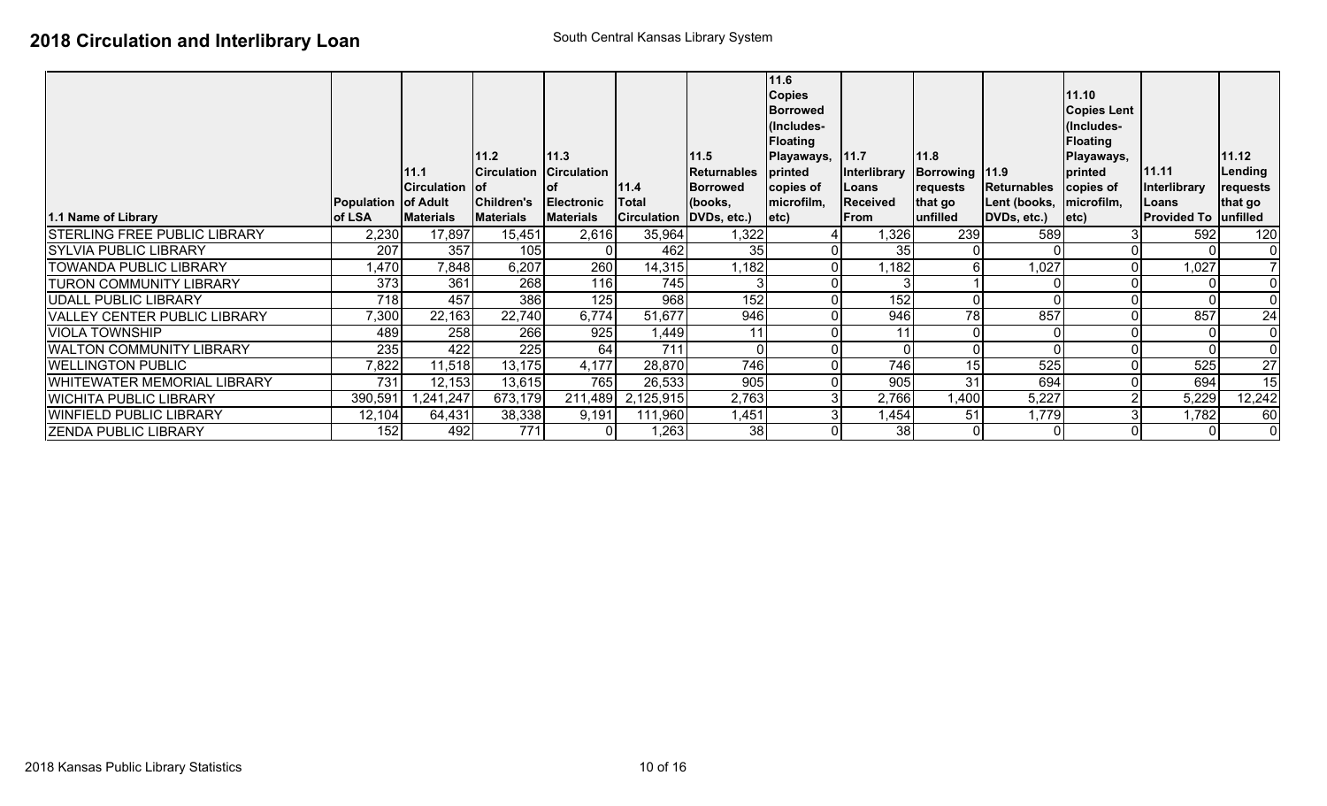# 2018 Circulation and Interlibrary Loan

South Central Kansas Library System

| 1.1 Name of Library | Population of LSA | 11.1 Circulation of Adult Materials | 11.2 Circulation of Children's Materials | 11.3 Circulation of Electronic Materials | 11.4 Total Circulation | 11.5 Returnables Borrowed (books, DVDs, etc.) | 11.6 Copies Borrowed (Includes-Floating Playaways, printed copies of microfilm, etc) | 11.7 Interlibrary Loans Received From | 11.8 Borrowing requests that go unfilled | 11.9 Returnables Lent (books, DVDs, etc.) | 11.10 Copies Lent (Includes-Floating Playaways, printed copies of microfilm, etc) | 11.11 Interlibrary Loans Provided To | 11.12 Lending requests that go unfilled |
|---|---|---|---|---|---|---|---|---|---|---|---|---|---|
| STERLING FREE PUBLIC LIBRARY | 2,230 | 17,897 | 15,451 | 2,616 | 35,964 | 1,322 | 4 | 1,326 | 239 | 589 | 3 | 592 | 120 |
| SYLVIA PUBLIC LIBRARY | 207 | 357 | 105 | 0 | 462 | 35 | 0 | 35 | 0 | 0 | 0 | 0 | 0 |
| TOWANDA PUBLIC LIBRARY | 1,470 | 7,848 | 6,207 | 260 | 14,315 | 1,182 | 0 | 1,182 | 6 | 1,027 | 0 | 1,027 | 7 |
| TURON COMMUNITY LIBRARY | 373 | 361 | 268 | 116 | 745 | 3 | 0 | 3 | 1 | 0 | 0 | 0 | 0 |
| UDALL PUBLIC LIBRARY | 718 | 457 | 386 | 125 | 968 | 152 | 0 | 152 | 0 | 0 | 0 | 0 | 0 |
| VALLEY CENTER PUBLIC LIBRARY | 7,300 | 22,163 | 22,740 | 6,774 | 51,677 | 946 | 0 | 946 | 78 | 857 | 0 | 857 | 24 |
| VIOLA TOWNSHIP | 489 | 258 | 266 | 925 | 1,449 | 11 | 0 | 11 | 0 | 0 | 0 | 0 | 0 |
| WALTON COMMUNITY LIBRARY | 235 | 422 | 225 | 64 | 711 | 0 | 0 | 0 | 0 | 0 | 0 | 0 | 0 |
| WELLINGTON PUBLIC | 7,822 | 11,518 | 13,175 | 4,177 | 28,870 | 746 | 0 | 746 | 15 | 525 | 0 | 525 | 27 |
| WHITEWATER MEMORIAL LIBRARY | 731 | 12,153 | 13,615 | 765 | 26,533 | 905 | 0 | 905 | 31 | 694 | 0 | 694 | 15 |
| WICHITA PUBLIC LIBRARY | 390,591 | 1,241,247 | 673,179 | 211,489 | 2,125,915 | 2,763 | 3 | 2,766 | 1,400 | 5,227 | 2 | 5,229 | 12,242 |
| WINFIELD PUBLIC LIBRARY | 12,104 | 64,431 | 38,338 | 9,191 | 111,960 | 1,451 | 3 | 1,454 | 51 | 1,779 | 3 | 1,782 | 60 |
| ZENDA PUBLIC LIBRARY | 152 | 492 | 771 | 0 | 1,263 | 38 | 0 | 38 | 0 | 0 | 0 | 0 | 0 |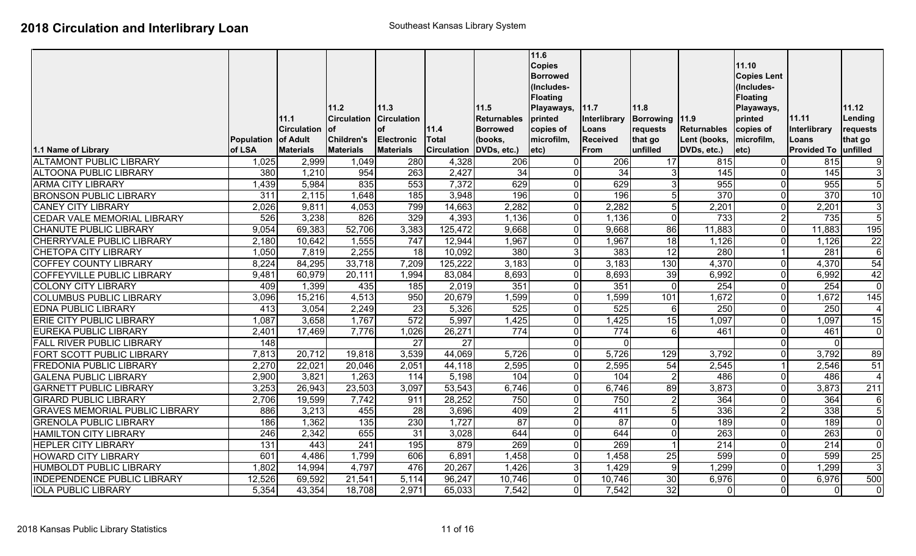# 2018 Circulation and Interlibrary Loan

Southeast Kansas Library System

| 1.1 Name of Library | Population of LSA | 11.1 Circulation of Adult Materials | 11.2 Circulation of Children's Materials | 11.3 Circulation of Electronic Materials | 11.4 Total Circulation | 11.5 Returnables Borrowed (books, DVDs, etc.) | 11.6 Copies Borrowed (Includes- Floating Playaways, printed copies of microfilm, etc) | 11.7 Interlibrary Loans Received From | 11.8 Borrowing requests that go unfilled | 11.9 Returnables Lent (books, DVDs, etc.) | 11.10 Copies Lent (Includes- Floating Playaways, printed copies of microfilm, etc) | 11.11 Interlibrary Loans Provided To | 11.12 Lending requests that go unfilled |
|---|---|---|---|---|---|---|---|---|---|---|---|---|---|
| ALTAMONT PUBLIC LIBRARY | 1,025 | 2,999 | 1,049 | 280 | 4,328 | 206 | 0 | 206 | 17 | 815 | 0 | 815 | 9 |
| ALTOONA PUBLIC LIBRARY | 380 | 1,210 | 954 | 263 | 2,427 | 34 | 0 | 34 | 3 | 145 | 0 | 145 | 3 |
| ARMA CITY LIBRARY | 1,439 | 5,984 | 835 | 553 | 7,372 | 629 | 0 | 629 | 3 | 955 | 0 | 955 | 5 |
| BRONSON PUBLIC LIBRARY | 311 | 2,115 | 1,648 | 185 | 3,948 | 196 | 0 | 196 | 5 | 370 | 0 | 370 | 10 |
| CANEY CITY LIBRARY | 2,026 | 9,811 | 4,053 | 799 | 14,663 | 2,282 | 0 | 2,282 | 5 | 2,201 | 0 | 2,201 | 3 |
| CEDAR VALE MEMORIAL LIBRARY | 526 | 3,238 | 826 | 329 | 4,393 | 1,136 | 0 | 1,136 | 0 | 733 | 2 | 735 | 5 |
| CHANUTE PUBLIC LIBRARY | 9,054 | 69,383 | 52,706 | 3,383 | 125,472 | 9,668 | 0 | 9,668 | 86 | 11,883 | 0 | 11,883 | 195 |
| CHERRYVALE PUBLIC LIBRARY | 2,180 | 10,642 | 1,555 | 747 | 12,944 | 1,967 | 0 | 1,967 | 18 | 1,126 | 0 | 1,126 | 22 |
| CHETOPA CITY LIBRARY | 1,050 | 7,819 | 2,255 | 18 | 10,092 | 380 | 3 | 383 | 12 | 280 | 1 | 281 | 6 |
| COFFEY COUNTY LIBRARY | 8,224 | 84,295 | 33,718 | 7,209 | 125,222 | 3,183 | 0 | 3,183 | 130 | 4,370 | 0 | 4,370 | 54 |
| COFFEYVILLE PUBLIC LIBRARY | 9,481 | 60,979 | 20,111 | 1,994 | 83,084 | 8,693 | 0 | 8,693 | 39 | 6,992 | 0 | 6,992 | 42 |
| COLONY CITY LIBRARY | 409 | 1,399 | 435 | 185 | 2,019 | 351 | 0 | 351 | 0 | 254 | 0 | 254 | 0 |
| COLUMBUS PUBLIC LIBRARY | 3,096 | 15,216 | 4,513 | 950 | 20,679 | 1,599 | 0 | 1,599 | 101 | 1,672 | 0 | 1,672 | 145 |
| EDNA PUBLIC LIBRARY | 413 | 3,054 | 2,249 | 23 | 5,326 | 525 | 0 | 525 | 6 | 250 | 0 | 250 | 4 |
| ERIE CITY PUBLIC LIBRARY | 1,087 | 3,658 | 1,767 | 572 | 5,997 | 1,425 | 0 | 1,425 | 15 | 1,097 | 0 | 1,097 | 15 |
| EUREKA PUBLIC LIBRARY | 2,401 | 17,469 | 7,776 | 1,026 | 26,271 | 774 | 0 | 774 | 6 | 461 | 0 | 461 | 0 |
| FALL RIVER PUBLIC LIBRARY | 148 | | | 27 | 27 | | 0 | 0 | | | 0 | 0 | |
| FORT SCOTT PUBLIC LIBRARY | 7,813 | 20,712 | 19,818 | 3,539 | 44,069 | 5,726 | 0 | 5,726 | 129 | 3,792 | 0 | 3,792 | 89 |
| FREDONIA PUBLIC LIBRARY | 2,270 | 22,021 | 20,046 | 2,051 | 44,118 | 2,595 | 0 | 2,595 | 54 | 2,545 | 1 | 2,546 | 51 |
| GALENA PUBLIC LIBRARY | 2,900 | 3,821 | 1,263 | 114 | 5,198 | 104 | 0 | 104 | 2 | 486 | 0 | 486 | 4 |
| GARNETT PUBLIC LIBRARY | 3,253 | 26,943 | 23,503 | 3,097 | 53,543 | 6,746 | 0 | 6,746 | 89 | 3,873 | 0 | 3,873 | 211 |
| GIRARD PUBLIC LIBRARY | 2,706 | 19,599 | 7,742 | 911 | 28,252 | 750 | 0 | 750 | 2 | 364 | 0 | 364 | 6 |
| GRAVES MEMORIAL PUBLIC LIBRARY | 886 | 3,213 | 455 | 28 | 3,696 | 409 | 2 | 411 | 5 | 336 | 2 | 338 | 5 |
| GRENOLA PUBLIC LIBRARY | 186 | 1,362 | 135 | 230 | 1,727 | 87 | 0 | 87 | 0 | 189 | 0 | 189 | 0 |
| HAMILTON CITY LIBRARY | 246 | 2,342 | 655 | 31 | 3,028 | 644 | 0 | 644 | 0 | 263 | 0 | 263 | 0 |
| HEPLER CITY LIBRARY | 131 | 443 | 241 | 195 | 879 | 269 | 0 | 269 | 1 | 214 | 0 | 214 | 0 |
| HOWARD CITY LIBRARY | 601 | 4,486 | 1,799 | 606 | 6,891 | 1,458 | 0 | 1,458 | 25 | 599 | 0 | 599 | 25 |
| HUMBOLDT PUBLIC LIBRARY | 1,802 | 14,994 | 4,797 | 476 | 20,267 | 1,426 | 3 | 1,429 | 9 | 1,299 | 0 | 1,299 | 3 |
| INDEPENDENCE PUBLIC LIBRARY | 12,526 | 69,592 | 21,541 | 5,114 | 96,247 | 10,746 | 0 | 10,746 | 30 | 6,976 | 0 | 6,976 | 500 |
| IOLA PUBLIC LIBRARY | 5,354 | 43,354 | 18,708 | 2,971 | 65,033 | 7,542 | 0 | 7,542 | 32 | 0 | 0 | 0 | 0 |

2018 Kansas Public Library Statistics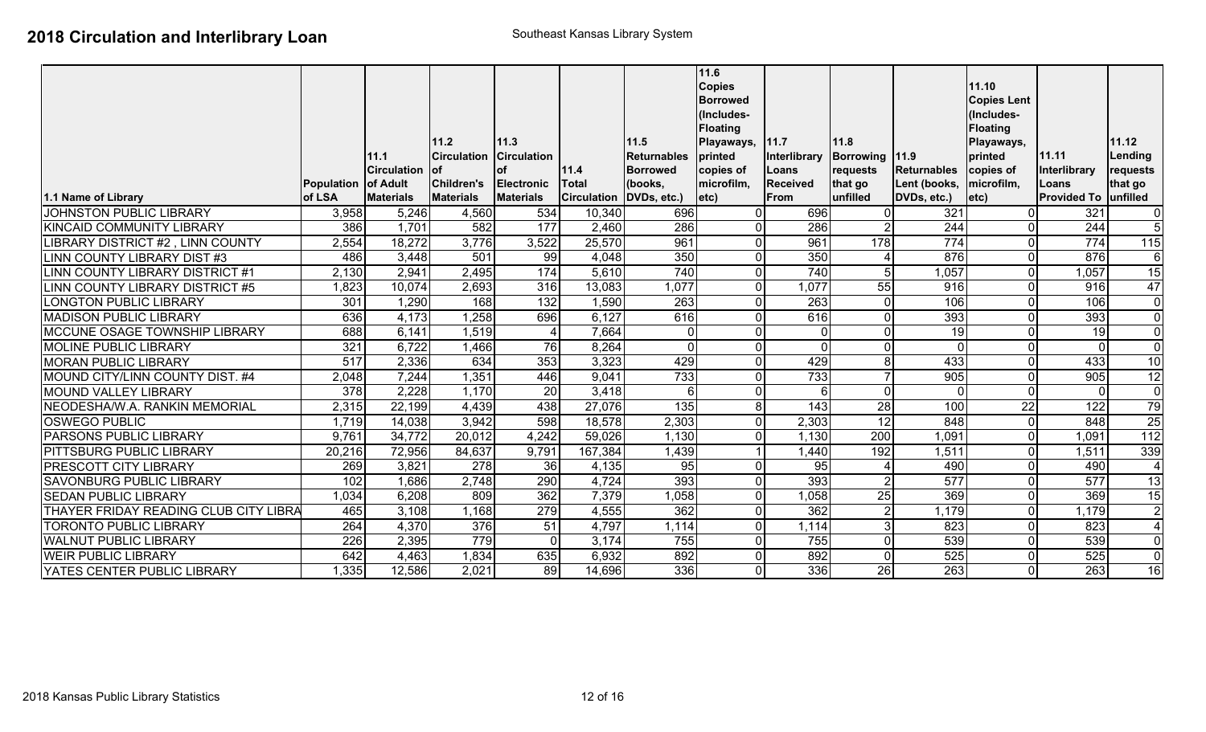# 2018 Circulation and Interlibrary Loan

Southeast Kansas Library System

| 1.1 Name of Library | Population of LSA | 11.1 Circulation of Adult Materials | 11.2 Circulation of Children's Materials | 11.3 Circulation of Electronic Materials | 11.4 Total Circulation | 11.5 Returnables Borrowed (books, DVDs, etc.) | 11.6 Copies Borrowed (Includes- Floating Playaways, printed copies of microfilm, etc) | 11.7 Interlibrary Loans Received From | 11.8 Borrowing requests that go unfilled | 11.9 Returnables Lent (books, DVDs, etc.) | 11.10 Copies Lent (Includes- Floating Playaways, printed copies of microfilm, etc) | 11.11 Interlibrary Loans Provided To | 11.12 Lending requests that go unfilled |
|---|---|---|---|---|---|---|---|---|---|---|---|---|---|
| JOHNSTON PUBLIC LIBRARY | 3,958 | 5,246 | 4,560 | 534 | 10,340 | 696 | 0 | 696 | 0 | 321 | 0 | 321 | 0 |
| KINCAID COMMUNITY LIBRARY | 386 | 1,701 | 582 | 177 | 2,460 | 286 | 0 | 286 | 2 | 244 | 0 | 244 | 5 |
| LIBRARY DISTRICT #2 , LINN COUNTY | 2,554 | 18,272 | 3,776 | 3,522 | 25,570 | 961 | 0 | 961 | 178 | 774 | 0 | 774 | 115 |
| LINN COUNTY LIBRARY DIST #3 | 486 | 3,448 | 501 | 99 | 4,048 | 350 | 0 | 350 | 4 | 876 | 0 | 876 | 6 |
| LINN COUNTY LIBRARY DISTRICT #1 | 2,130 | 2,941 | 2,495 | 174 | 5,610 | 740 | 0 | 740 | 5 | 1,057 | 0 | 1,057 | 15 |
| LINN COUNTY LIBRARY DISTRICT #5 | 1,823 | 10,074 | 2,693 | 316 | 13,083 | 1,077 | 0 | 1,077 | 55 | 916 | 0 | 916 | 47 |
| LONGTON PUBLIC LIBRARY | 301 | 1,290 | 168 | 132 | 1,590 | 263 | 0 | 263 | 0 | 106 | 0 | 106 | 0 |
| MADISON PUBLIC LIBRARY | 636 | 4,173 | 1,258 | 696 | 6,127 | 616 | 0 | 616 | 0 | 393 | 0 | 393 | 0 |
| MCCUNE OSAGE TOWNSHIP LIBRARY | 688 | 6,141 | 1,519 | 4 | 7,664 | 0 | 0 | 0 | 0 | 19 | 0 | 19 | 0 |
| MOLINE PUBLIC LIBRARY | 321 | 6,722 | 1,466 | 76 | 8,264 | 0 | 0 | 0 | 0 | 0 | 0 | 0 | 0 |
| MORAN PUBLIC LIBRARY | 517 | 2,336 | 634 | 353 | 3,323 | 429 | 0 | 429 | 8 | 433 | 0 | 433 | 10 |
| MOUND CITY/LINN COUNTY DIST. #4 | 2,048 | 7,244 | 1,351 | 446 | 9,041 | 733 | 0 | 733 | 7 | 905 | 0 | 905 | 12 |
| MOUND VALLEY LIBRARY | 378 | 2,228 | 1,170 | 20 | 3,418 | 6 | 0 | 6 | 0 | 0 | 0 | 0 | 0 |
| NEODESHA/W.A. RANKIN MEMORIAL | 2,315 | 22,199 | 4,439 | 438 | 27,076 | 135 | 8 | 143 | 28 | 100 | 22 | 122 | 79 |
| OSWEGO PUBLIC | 1,719 | 14,038 | 3,942 | 598 | 18,578 | 2,303 | 0 | 2,303 | 12 | 848 | 0 | 848 | 25 |
| PARSONS PUBLIC LIBRARY | 9,761 | 34,772 | 20,012 | 4,242 | 59,026 | 1,130 | 0 | 1,130 | 200 | 1,091 | 0 | 1,091 | 112 |
| PITTSBURG PUBLIC LIBRARY | 20,216 | 72,956 | 84,637 | 9,791 | 167,384 | 1,439 | 1 | 1,440 | 192 | 1,511 | 0 | 1,511 | 339 |
| PRESCOTT CITY LIBRARY | 269 | 3,821 | 278 | 36 | 4,135 | 95 | 0 | 95 | 4 | 490 | 0 | 490 | 4 |
| SAVONBURG PUBLIC LIBRARY | 102 | 1,686 | 2,748 | 290 | 4,724 | 393 | 0 | 393 | 2 | 577 | 0 | 577 | 13 |
| SEDAN PUBLIC LIBRARY | 1,034 | 6,208 | 809 | 362 | 7,379 | 1,058 | 0 | 1,058 | 25 | 369 | 0 | 369 | 15 |
| THAYER FRIDAY READING CLUB CITY LIBRA | 465 | 3,108 | 1,168 | 279 | 4,555 | 362 | 0 | 362 | 2 | 1,179 | 0 | 1,179 | 2 |
| TORONTO PUBLIC LIBRARY | 264 | 4,370 | 376 | 51 | 4,797 | 1,114 | 0 | 1,114 | 3 | 823 | 0 | 823 | 4 |
| WALNUT PUBLIC LIBRARY | 226 | 2,395 | 779 | 0 | 3,174 | 755 | 0 | 755 | 0 | 539 | 0 | 539 | 0 |
| WEIR PUBLIC LIBRARY | 642 | 4,463 | 1,834 | 635 | 6,932 | 892 | 0 | 892 | 0 | 525 | 0 | 525 | 0 |
| YATES CENTER PUBLIC LIBRARY | 1,335 | 12,586 | 2,021 | 89 | 14,696 | 336 | 0 | 336 | 26 | 263 | 0 | 263 | 16 |

2018 Kansas Public Library Statistics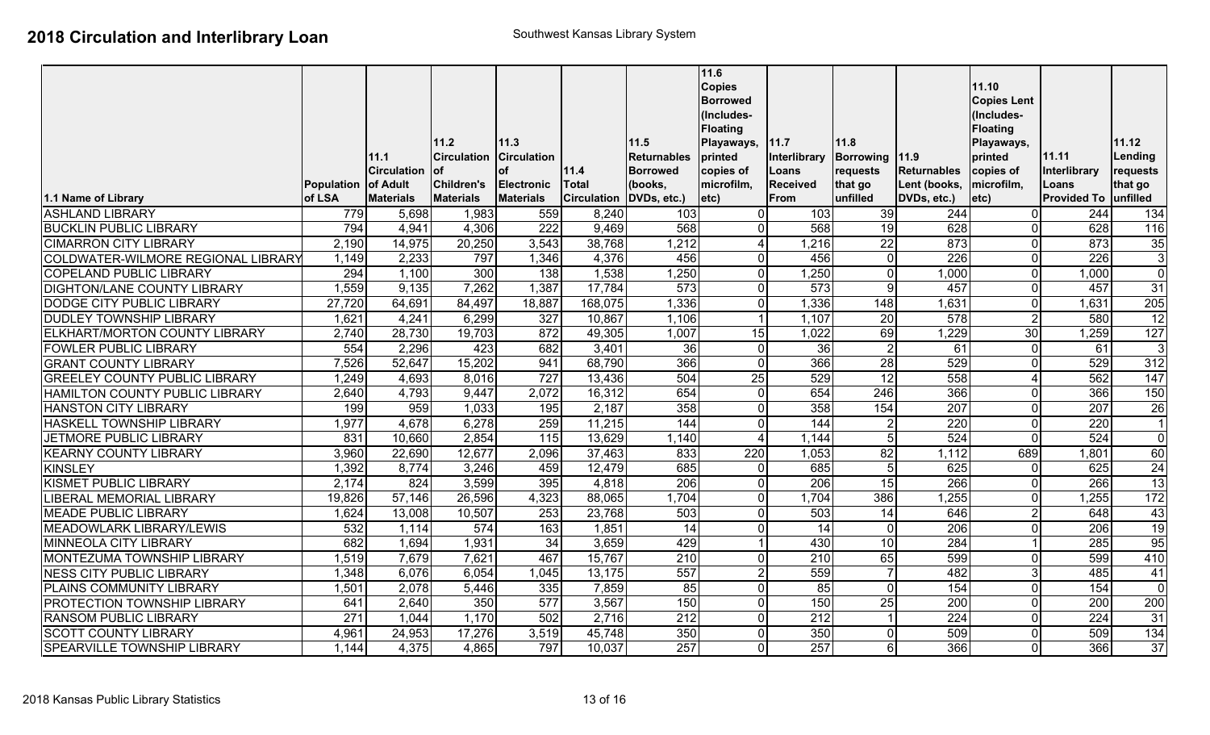# 2018 Circulation and Interlibrary Loan

Southwest Kansas Library System

| 1.1 Name of Library | Population of LSA | 11.1 Circulation of Adult Materials | 11.2 Circulation of Children's Materials | 11.3 Circulation of Electronic Materials | 11.4 Total Circulation | 11.5 Returnables Borrowed (books, DVDs, etc.) | 11.6 Copies Borrowed (Includes- Floating Playaways, printed copies of microfilm, etc) | 11.7 Interlibrary Loans Received From | 11.8 Borrowing requests that go unfilled | 11.9 Returnables Lent (books, DVDs, etc.) | 11.10 Copies Lent (Includes- Floating Playaways, printed copies of microfilm, etc) | 11.11 Interlibrary Loans Provided To | 11.12 Lending requests that go unfilled |
|---|---|---|---|---|---|---|---|---|---|---|---|---|---|
| ASHLAND LIBRARY | 779 | 5,698 | 1,983 | 559 | 8,240 | 103 | 0 | 103 | 39 | 244 | 0 | 244 | 134 |
| BUCKLIN PUBLIC LIBRARY | 794 | 4,941 | 4,306 | 222 | 9,469 | 568 | 0 | 568 | 19 | 628 | 0 | 628 | 116 |
| CIMARRON CITY LIBRARY | 2,190 | 14,975 | 20,250 | 3,543 | 38,768 | 1,212 | 4 | 1,216 | 22 | 873 | 0 | 873 | 35 |
| COLDWATER-WILMORE REGIONAL LIBRARY | 1,149 | 2,233 | 797 | 1,346 | 4,376 | 456 | 0 | 456 | 0 | 226 | 0 | 226 | 3 |
| COPELAND PUBLIC LIBRARY | 294 | 1,100 | 300 | 138 | 1,538 | 1,250 | 0 | 1,250 | 0 | 1,000 | 0 | 1,000 | 0 |
| DIGHTON/LANE COUNTY LIBRARY | 1,559 | 9,135 | 7,262 | 1,387 | 17,784 | 573 | 0 | 573 | 9 | 457 | 0 | 457 | 31 |
| DODGE CITY PUBLIC LIBRARY | 27,720 | 64,691 | 84,497 | 18,887 | 168,075 | 1,336 | 0 | 1,336 | 148 | 1,631 | 0 | 1,631 | 205 |
| DUDLEY TOWNSHIP LIBRARY | 1,621 | 4,241 | 6,299 | 327 | 10,867 | 1,106 | 1 | 1,107 | 20 | 578 | 2 | 580 | 12 |
| ELKHART/MORTON COUNTY LIBRARY | 2,740 | 28,730 | 19,703 | 872 | 49,305 | 1,007 | 15 | 1,022 | 69 | 1,229 | 30 | 1,259 | 127 |
| FOWLER PUBLIC LIBRARY | 554 | 2,296 | 423 | 682 | 3,401 | 36 | 0 | 36 | 2 | 61 | 0 | 61 | 3 |
| GRANT COUNTY LIBRARY | 7,526 | 52,647 | 15,202 | 941 | 68,790 | 366 | 0 | 366 | 28 | 529 | 0 | 529 | 312 |
| GREELEY COUNTY PUBLIC LIBRARY | 1,249 | 4,693 | 8,016 | 727 | 13,436 | 504 | 25 | 529 | 12 | 558 | 4 | 562 | 147 |
| HAMILTON COUNTY PUBLIC LIBRARY | 2,640 | 4,793 | 9,447 | 2,072 | 16,312 | 654 | 0 | 654 | 246 | 366 | 0 | 366 | 150 |
| HANSTON CITY LIBRARY | 199 | 959 | 1,033 | 195 | 2,187 | 358 | 0 | 358 | 154 | 207 | 0 | 207 | 26 |
| HASKELL TOWNSHIP LIBRARY | 1,977 | 4,678 | 6,278 | 259 | 11,215 | 144 | 0 | 144 | 2 | 220 | 0 | 220 | 1 |
| JETMORE PUBLIC LIBRARY | 831 | 10,660 | 2,854 | 115 | 13,629 | 1,140 | 4 | 1,144 | 5 | 524 | 0 | 524 | 0 |
| KEARNY COUNTY LIBRARY | 3,960 | 22,690 | 12,677 | 2,096 | 37,463 | 833 | 220 | 1,053 | 82 | 1,112 | 689 | 1,801 | 60 |
| KINSLEY | 1,392 | 8,774 | 3,246 | 459 | 12,479 | 685 | 0 | 685 | 5 | 625 | 0 | 625 | 24 |
| KISMET PUBLIC LIBRARY | 2,174 | 824 | 3,599 | 395 | 4,818 | 206 | 0 | 206 | 15 | 266 | 0 | 266 | 13 |
| LIBERAL MEMORIAL LIBRARY | 19,826 | 57,146 | 26,596 | 4,323 | 88,065 | 1,704 | 0 | 1,704 | 386 | 1,255 | 0 | 1,255 | 172 |
| MEADE PUBLIC LIBRARY | 1,624 | 13,008 | 10,507 | 253 | 23,768 | 503 | 0 | 503 | 14 | 646 | 2 | 648 | 43 |
| MEADOWLARK LIBRARY/LEWIS | 532 | 1,114 | 574 | 163 | 1,851 | 14 | 0 | 14 | 0 | 206 | 0 | 206 | 19 |
| MINNEOLA CITY LIBRARY | 682 | 1,694 | 1,931 | 34 | 3,659 | 429 | 1 | 430 | 10 | 284 | 1 | 285 | 95 |
| MONTEZUMA TOWNSHIP LIBRARY | 1,519 | 7,679 | 7,621 | 467 | 15,767 | 210 | 0 | 210 | 65 | 599 | 0 | 599 | 410 |
| NESS CITY PUBLIC LIBRARY | 1,348 | 6,076 | 6,054 | 1,045 | 13,175 | 557 | 2 | 559 | 7 | 482 | 3 | 485 | 41 |
| PLAINS COMMUNITY LIBRARY | 1,501 | 2,078 | 5,446 | 335 | 7,859 | 85 | 0 | 85 | 0 | 154 | 0 | 154 | 0 |
| PROTECTION TOWNSHIP LIBRARY | 641 | 2,640 | 350 | 577 | 3,567 | 150 | 0 | 150 | 25 | 200 | 0 | 200 | 200 |
| RANSOM PUBLIC LIBRARY | 271 | 1,044 | 1,170 | 502 | 2,716 | 212 | 0 | 212 | 1 | 224 | 0 | 224 | 31 |
| SCOTT COUNTY LIBRARY | 4,961 | 24,953 | 17,276 | 3,519 | 45,748 | 350 | 0 | 350 | 0 | 509 | 0 | 509 | 134 |
| SPEARVILLE TOWNSHIP LIBRARY | 1,144 | 4,375 | 4,865 | 797 | 10,037 | 257 | 0 | 257 | 6 | 366 | 0 | 366 | 37 |

2018 Kansas Public Library Statistics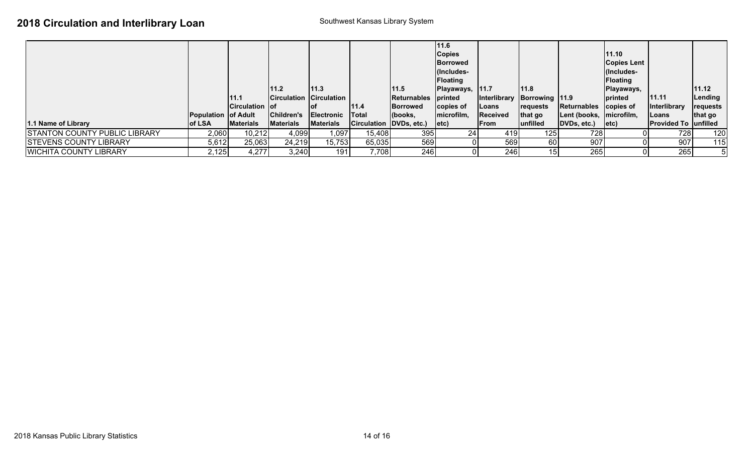# 2018 Circulation and Interlibrary Loan

Southwest Kansas Library System

| 1.1 Name of Library | Population of LSA | 11.1 Circulation of Adult Materials | 11.2 Circulation of Children's Materials | 11.3 Circulation of Electronic Materials | 11.4 Total Circulation | 11.5 Returnables Borrowed (books, DVDs, etc.) | 11.6 Copies Borrowed (Includes-Floating Playaways, printed copies of microfilm, etc) | 11.7 Interlibrary Loans Received From | 11.8 Borrowing requests that go unfilled | 11.9 Returnables Lent (books, DVDs, etc.) | 11.10 Copies Lent (Includes-Floating Playaways, printed copies of microfilm, etc) | 11.11 Interlibrary Loans Provided To | 11.12 Lending requests that go unfilled |
|---|---|---|---|---|---|---|---|---|---|---|---|---|---|
| STANTON COUNTY PUBLIC LIBRARY | 2,060 | 10,212 | 4,099 | 1,097 | 15,408 | 395 | 24 | 419 | 125 | 728 | 0 | 728 | 120 |
| STEVENS COUNTY LIBRARY | 5,612 | 25,063 | 24,219 | 15,753 | 65,035 | 569 | 0 | 569 | 60 | 907 | 0 | 907 | 115 |
| WICHITA COUNTY LIBRARY | 2,125 | 4,277 | 3,240 | 191 | 7,708 | 246 | 0 | 246 | 15 | 265 | 0 | 265 | 5 |

2018 Kansas Public Library Statistics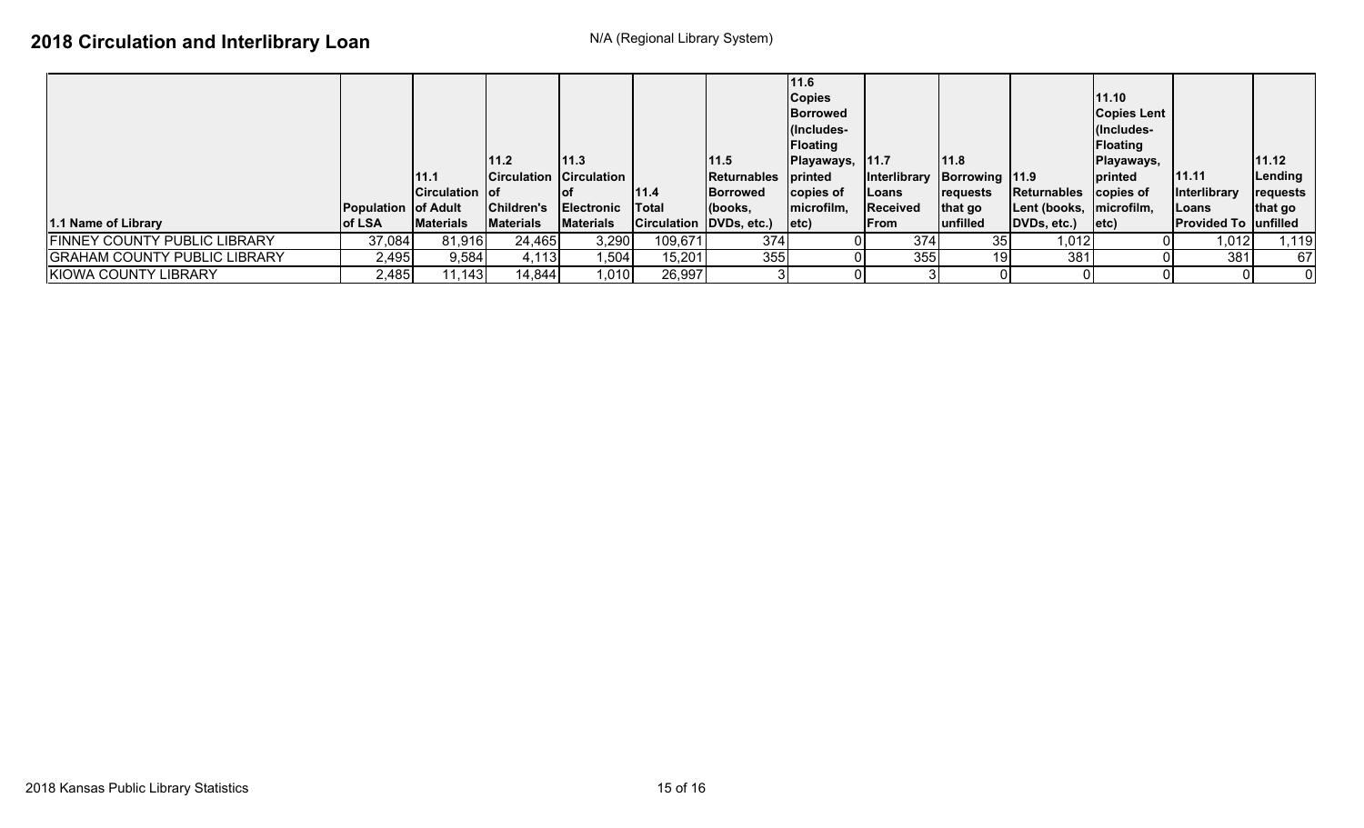# 2018 Circulation and Interlibrary Loan

N/A (Regional Library System)

| 1.1 Name of Library | Population of LSA | 11.1 Circulation of Adult Materials | 11.2 Circulation of Children's Materials | 11.3 Circulation of Electronic Materials | 11.4 Total Circulation | 11.5 Returnables Borrowed (books, DVDs, etc.) | 11.6 Copies Borrowed (Includes- Floating Playaways, printed copies of microfilm, etc) | 11.7 Interlibrary Loans Received From | 11.8 Borrowing requests that go unfilled | 11.9 Returnables Lent (books, DVDs, etc.) | 11.10 Copies Lent (Includes- Floating Playaways, printed copies of microfilm, etc) | 11.11 Interlibrary Loans Provided To | 11.12 Lending requests that go unfilled |
|---|---|---|---|---|---|---|---|---|---|---|---|---|---|
| FINNEY COUNTY PUBLIC LIBRARY | 37,084 | 81,916 | 24,465 | 3,290 | 109,671 | 374 | 0 | 374 | 35 | 1,012 | 0 | 1,012 | 1,119 |
| GRAHAM COUNTY PUBLIC LIBRARY | 2,495 | 9,584 | 4,113 | 1,504 | 15,201 | 355 | 0 | 355 | 19 | 381 | 0 | 381 | 67 |
| KIOWA COUNTY LIBRARY | 2,485 | 11,143 | 14,844 | 1,010 | 26,997 | 3 | 0 | 3 | 0 | 0 | 0 | 0 | 0 |

2018 Kansas Public Library Statistics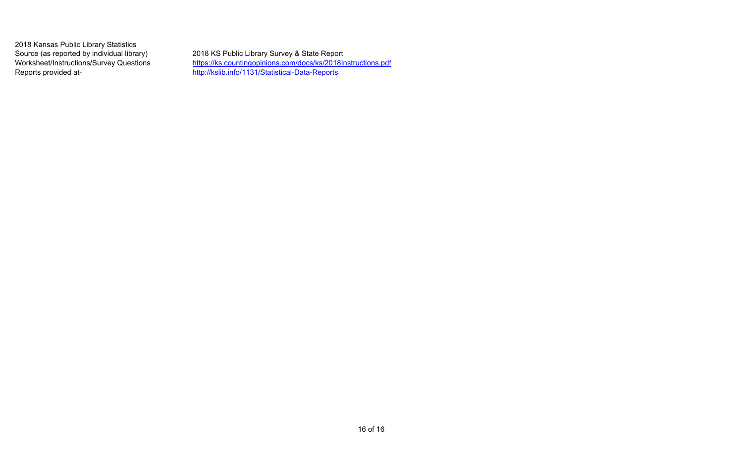| | |
|---|---|
| 2018 Kansas Public Library Statistics | |
| Source (as reported by individual library) | 2018 KS Public Library Survey & State Report |
| Worksheet/Instructions/Survey Questions | https://ks.countingopinions.com/docs/ks/2018Instructions.pdf |
| Reports provided at- | http://kslib.info/1131/Statistical-Data-Reports |